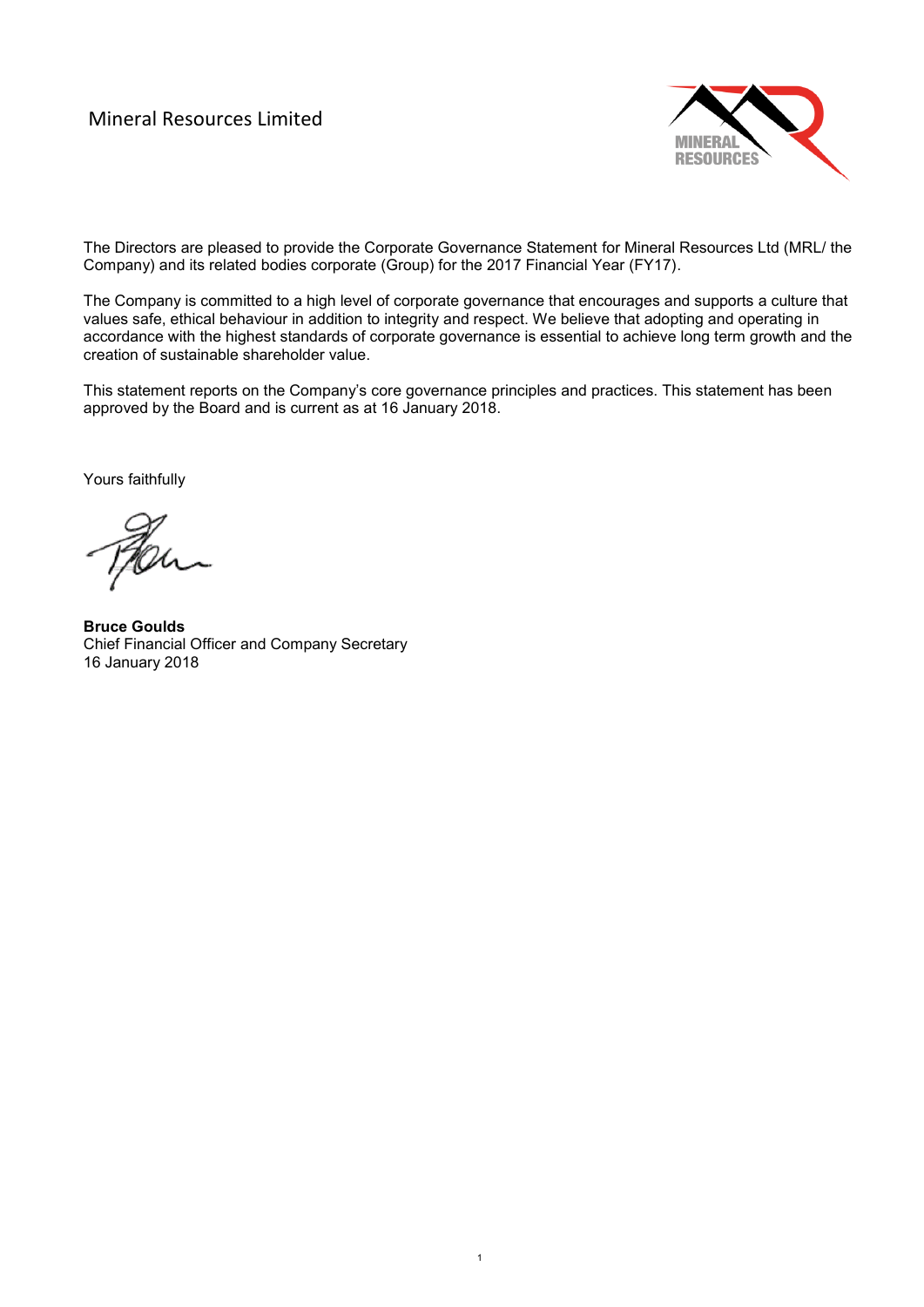# Mineral Resources Limited

The Directors are pleased to provide the Corporate Governance Statement for Mineral Resources Ltd (MRL/ the Company) and its related bodies corporate (Group) for the 2017 Financial Year (FY17).

The Company is committed to a high level of corporate governance that encourages and supports a culture that values safe, ethical behaviour in addition to integrity and respect. We believe that adopting and operating in accordance with the highest standards of corporate governance is essential to achieve long term growth and the creation of sustainable shareholder value.

This statement reports on the Company's core governance principles and practices. This statement has been approved by the Board and is current as at 16 January 2018.

Yours faithfully

**Bruce Goulds**
Chief Financial Officer and Company Secretary
16 January 2018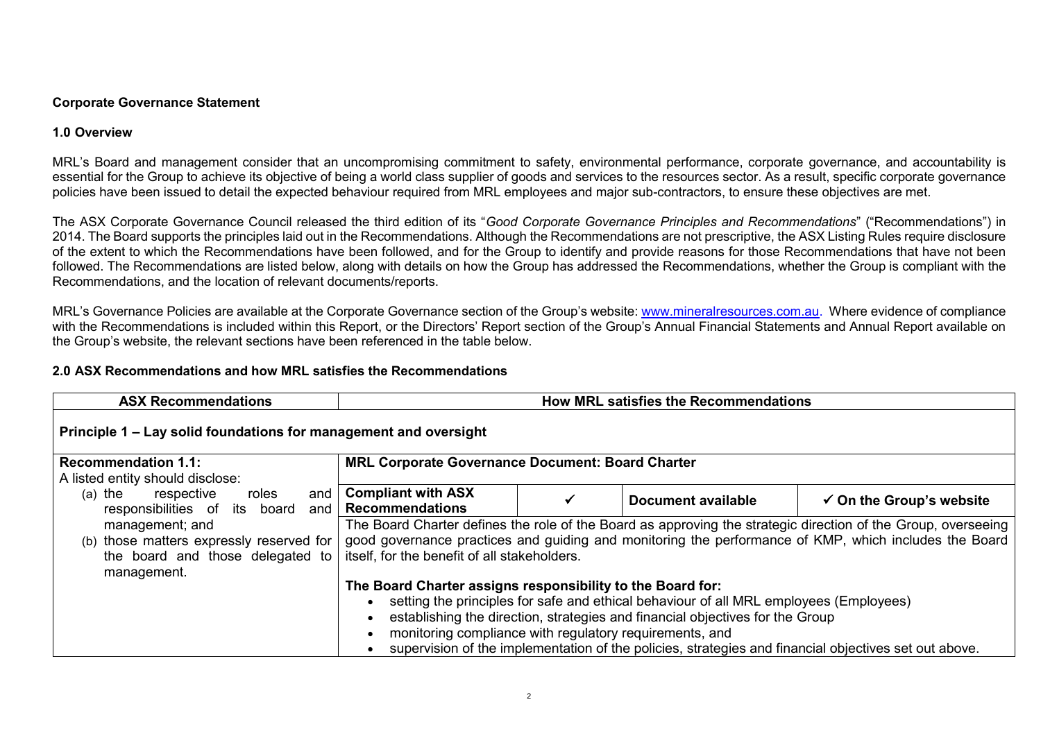**Corporate Governance Statement**

**1.0 Overview**

MRL's Board and management consider that an uncompromising commitment to safety, environmental performance, corporate governance, and accountability is essential for the Group to achieve its objective of being a world class supplier of goods and services to the resources sector. As a result, specific corporate governance policies have been issued to detail the expected behaviour required from MRL employees and major sub-contractors, to ensure these objectives are met.

The ASX Corporate Governance Council released the third edition of its "*Good Corporate Governance Principles and Recommendations*" ("Recommendations") in 2014. The Board supports the principles laid out in the Recommendations. Although the Recommendations are not prescriptive, the ASX Listing Rules require disclosure of the extent to which the Recommendations have been followed, and for the Group to identify and provide reasons for those Recommendations that have not been followed. The Recommendations are listed below, along with details on how the Group has addressed the Recommendations, whether the Group is compliant with the Recommendations, and the location of relevant documents/reports.

MRL's Governance Policies are available at the Corporate Governance section of the Group's website: www.mineralresources.com.au. Where evidence of compliance with the Recommendations is included within this Report, or the Directors' Report section of the Group's Annual Financial Statements and Annual Report available on the Group's website, the relevant sections have been referenced in the table below.

**2.0 ASX Recommendations and how MRL satisfies the Recommendations**

| ASX Recommendations | How MRL satisfies the Recommendations | | | |
|---|---|---|---|---|
| **Principle 1 – Lay solid foundations for management and oversight** | | | | |
| **Recommendation 1.1:**<br>A listed entity should disclose:<br>(a) the respective roles and responsibilities of its board and management; and<br>(b) those matters expressly reserved for the board and those delegated to management. | **MRL Corporate Governance Document: Board Charter** | | | |
| | **Compliant with ASX Recommendations** | ✓ | **Document available** | **✓ On the Group's website** |
| | The Board Charter defines the role of the Board as approving the strategic direction of the Group, overseeing good governance practices and guiding and monitoring the performance of KMP, which includes the Board itself, for the benefit of all stakeholders.<br><br>**The Board Charter assigns responsibility to the Board for:**<br>• setting the principles for safe and ethical behaviour of all MRL employees (Employees)<br>• establishing the direction, strategies and financial objectives for the Group<br>• monitoring compliance with regulatory requirements, and<br>• supervision of the implementation of the policies, strategies and financial objectives set out above. | | | |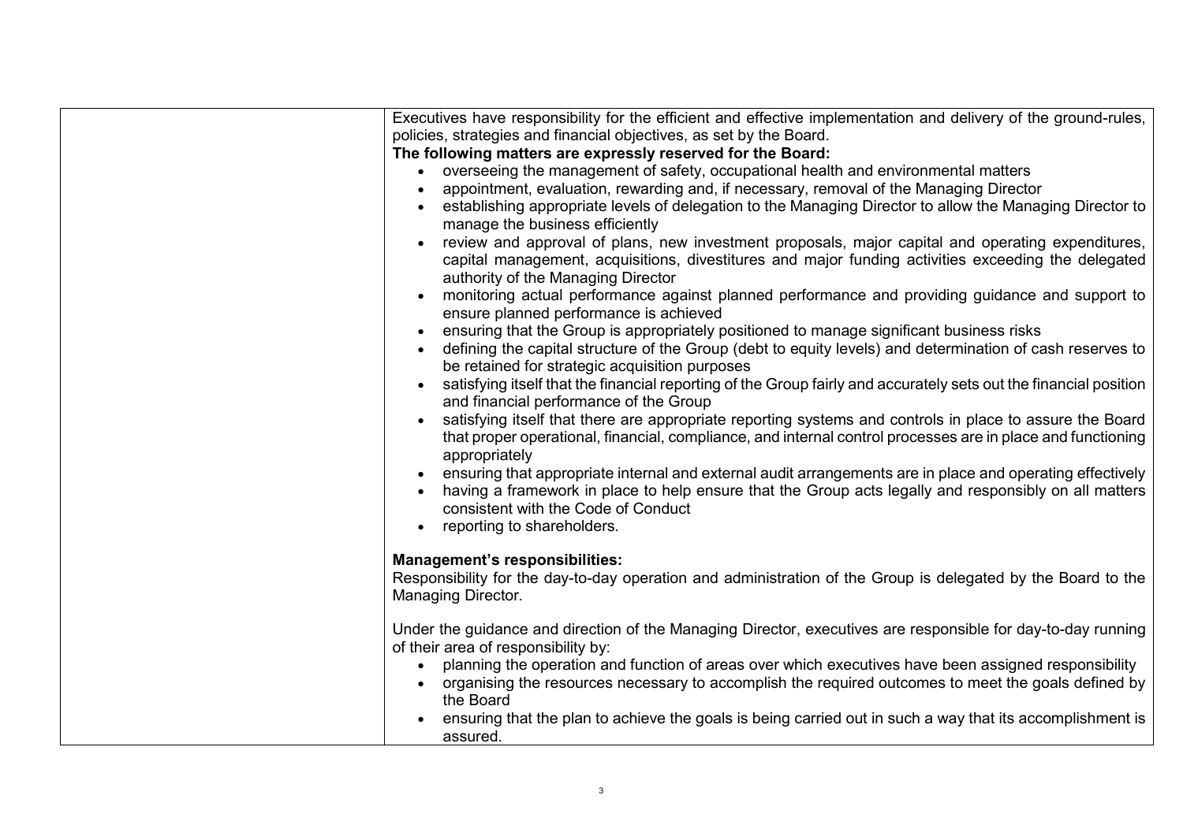| | |
|---|---|
| | Executives have responsibility for the efficient and effective implementation and delivery of the ground-rules, policies, strategies and financial objectives, as set by the Board.<br>**The following matters are expressly reserved for the Board:**<br>• overseeing the management of safety, occupational health and environmental matters<br>• appointment, evaluation, rewarding and, if necessary, removal of the Managing Director<br>• establishing appropriate levels of delegation to the Managing Director to allow the Managing Director to manage the business efficiently<br>• review and approval of plans, new investment proposals, major capital and operating expenditures, capital management, acquisitions, divestitures and major funding activities exceeding the delegated authority of the Managing Director<br>• monitoring actual performance against planned performance and providing guidance and support to ensure planned performance is achieved<br>• ensuring that the Group is appropriately positioned to manage significant business risks<br>• defining the capital structure of the Group (debt to equity levels) and determination of cash reserves to be retained for strategic acquisition purposes<br>• satisfying itself that the financial reporting of the Group fairly and accurately sets out the financial position and financial performance of the Group<br>• satisfying itself that there are appropriate reporting systems and controls in place to assure the Board that proper operational, financial, compliance, and internal control processes are in place and functioning appropriately<br>• ensuring that appropriate internal and external audit arrangements are in place and operating effectively<br>• having a framework in place to help ensure that the Group acts legally and responsibly on all matters consistent with the Code of Conduct<br>• reporting to shareholders.<br><br>**Management's responsibilities:**<br>Responsibility for the day-to-day operation and administration of the Group is delegated by the Board to the Managing Director.<br><br>Under the guidance and direction of the Managing Director, executives are responsible for day-to-day running of their area of responsibility by:<br>• planning the operation and function of areas over which executives have been assigned responsibility<br>• organising the resources necessary to accomplish the required outcomes to meet the goals defined by the Board<br>• ensuring that the plan to achieve the goals is being carried out in such a way that its accomplishment is assured. |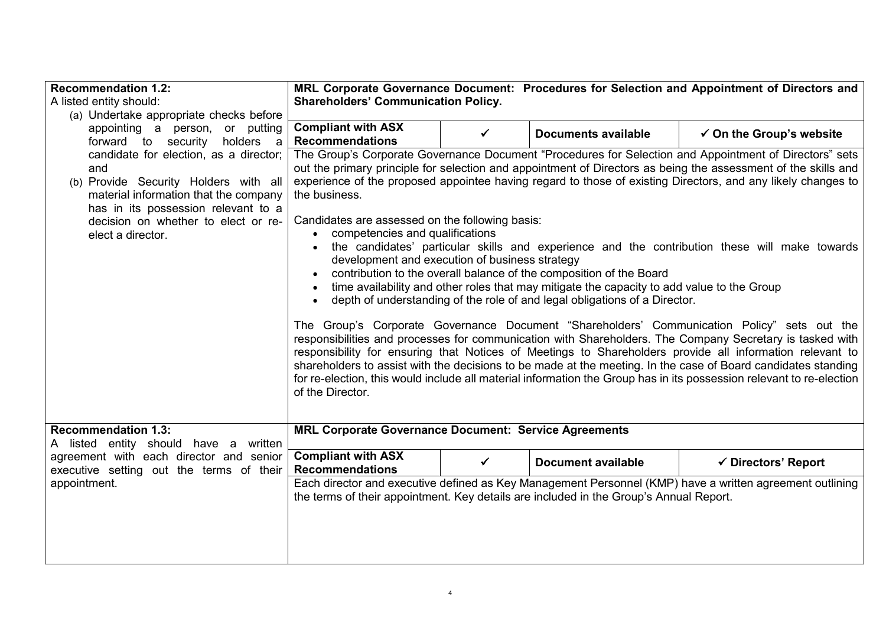| Recommendation | Disclosure | | | |
|---|---|---|---|---|
| **Recommendation 1.2:**<br>A listed entity should:<br>(a) Undertake appropriate checks before appointing a person, or putting forward to security holders a candidate for election, as a director; and<br>(b) Provide Security Holders with all material information that the company has in its possession relevant to a decision on whether to elect or re-elect a director. | **MRL Corporate Governance Document: Procedures for Selection and Appointment of Directors and Shareholders' Communication Policy.** | | | |
| | **Compliant with ASX Recommendations** | ✓ | **Documents available** | **✓ On the Group's website** |
| | The Group's Corporate Governance Document "Procedures for Selection and Appointment of Directors" sets out the primary principle for selection and appointment of Directors as being the assessment of the skills and experience of the proposed appointee having regard to those of existing Directors, and any likely changes to the business.<br><br>Candidates are assessed on the following basis:<br>• competencies and qualifications<br>• the candidates' particular skills and experience and the contribution these will make towards development and execution of business strategy<br>• contribution to the overall balance of the composition of the Board<br>• time availability and other roles that may mitigate the capacity to add value to the Group<br>• depth of understanding of the role of and legal obligations of a Director.<br><br>The Group's Corporate Governance Document "Shareholders' Communication Policy" sets out the responsibilities and processes for communication with Shareholders. The Company Secretary is tasked with responsibility for ensuring that Notices of Meetings to Shareholders provide all information relevant to shareholders to assist with the decisions to be made at the meeting. In the case of Board candidates standing for re-election, this would include all material information the Group has in its possession relevant to re-election of the Director. | | | |
| **Recommendation 1.3:**<br>A listed entity should have a written agreement with each director and senior executive setting out the terms of their appointment. | **MRL Corporate Governance Document: Service Agreements** | | | |
| | **Compliant with ASX Recommendations** | ✓ | **Document available** | **✓ Directors' Report** |
| | Each director and executive defined as Key Management Personnel (KMP) have a written agreement outlining the terms of their appointment. Key details are included in the Group's Annual Report. | | | |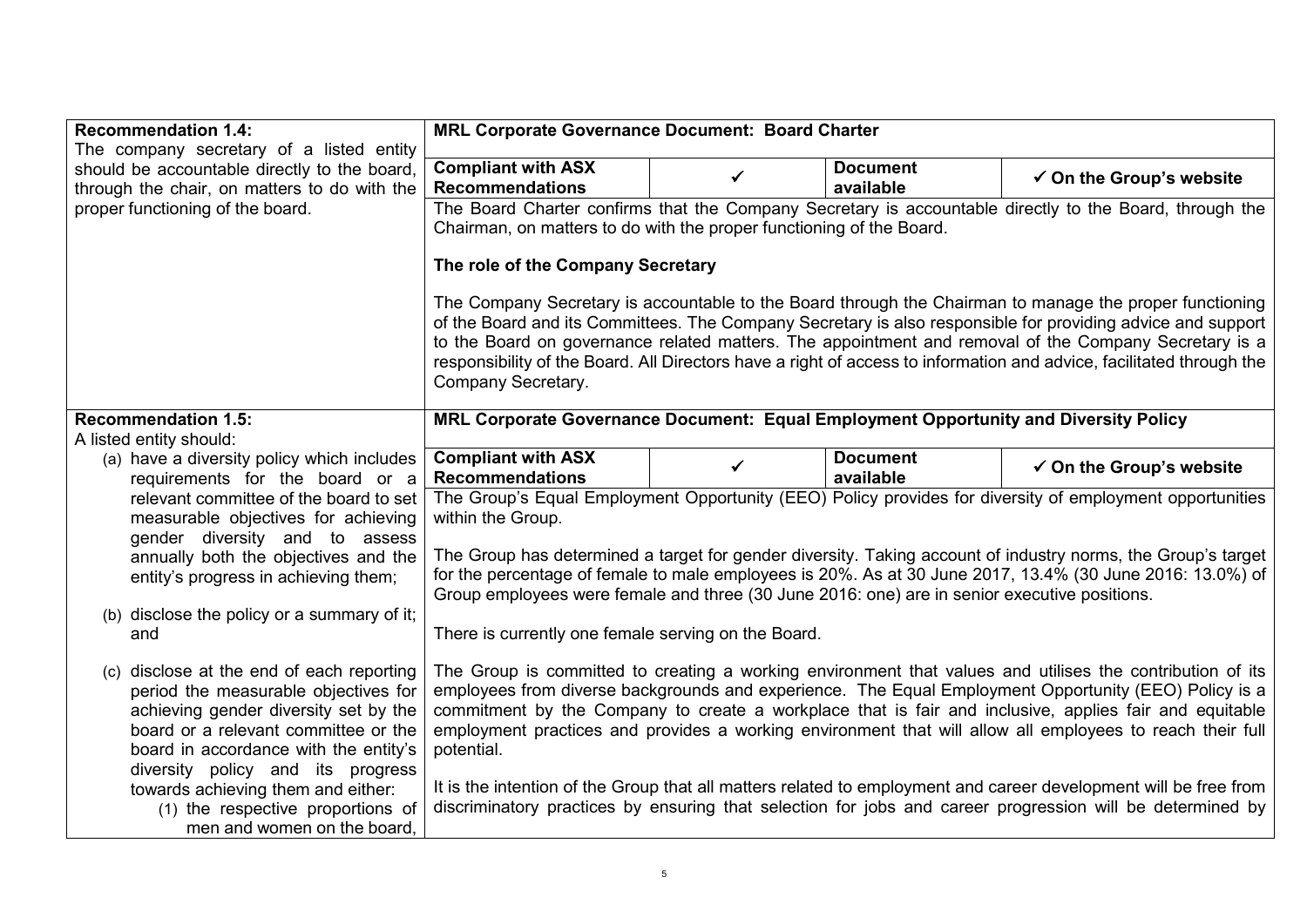| Recommendation | MRL Corporate Governance Document | | | |
|---|---|---|---|---|
| **Recommendation 1.4:** The company secretary of a listed entity should be accountable directly to the board, through the chair, on matters to do with the proper functioning of the board. | **MRL Corporate Governance Document: Board Charter** | | | |
| | **Compliant with ASX Recommendations** | ✓ | **Document available** | **✓ On the Group's website** |
| | The Board Charter confirms that the Company Secretary is accountable directly to the Board, through the Chairman, on matters to do with the proper functioning of the Board.<br><br>**The role of the Company Secretary**<br><br>The Company Secretary is accountable to the Board through the Chairman to manage the proper functioning of the Board and its Committees. The Company Secretary is also responsible for providing advice and support to the Board on governance related matters. The appointment and removal of the Company Secretary is a responsibility of the Board. All Directors have a right of access to information and advice, facilitated through the Company Secretary. | | | |
| **Recommendation 1.5:** A listed entity should:<br>(a) have a diversity policy which includes requirements for the board or a relevant committee of the board to set measurable objectives for achieving gender diversity and to assess annually both the objectives and the entity's progress in achieving them;<br>(b) disclose the policy or a summary of it; and<br>(c) disclose at the end of each reporting period the measurable objectives for achieving gender diversity set by the board or a relevant committee or the board in accordance with the entity's diversity policy and its progress towards achieving them and either:<br>(1) the respective proportions of men and women on the board, | **MRL Corporate Governance Document: Equal Employment Opportunity and Diversity Policy** | | | |
| | **Compliant with ASX Recommendations** | ✓ | **Document available** | **✓ On the Group's website** |
| | The Group's Equal Employment Opportunity (EEO) Policy provides for diversity of employment opportunities within the Group.<br><br>The Group has determined a target for gender diversity. Taking account of industry norms, the Group's target for the percentage of female to male employees is 20%. As at 30 June 2017, 13.4% (30 June 2016: 13.0%) of Group employees were female and three (30 June 2016: one) are in senior executive positions.<br><br>There is currently one female serving on the Board.<br><br>The Group is committed to creating a working environment that values and utilises the contribution of its employees from diverse backgrounds and experience. The Equal Employment Opportunity (EEO) Policy is a commitment by the Company to create a workplace that is fair and inclusive, applies fair and equitable employment practices and provides a working environment that will allow all employees to reach their full potential.<br><br>It is the intention of the Group that all matters related to employment and career development will be free from discriminatory practices by ensuring that selection for jobs and career progression will be determined by | | | |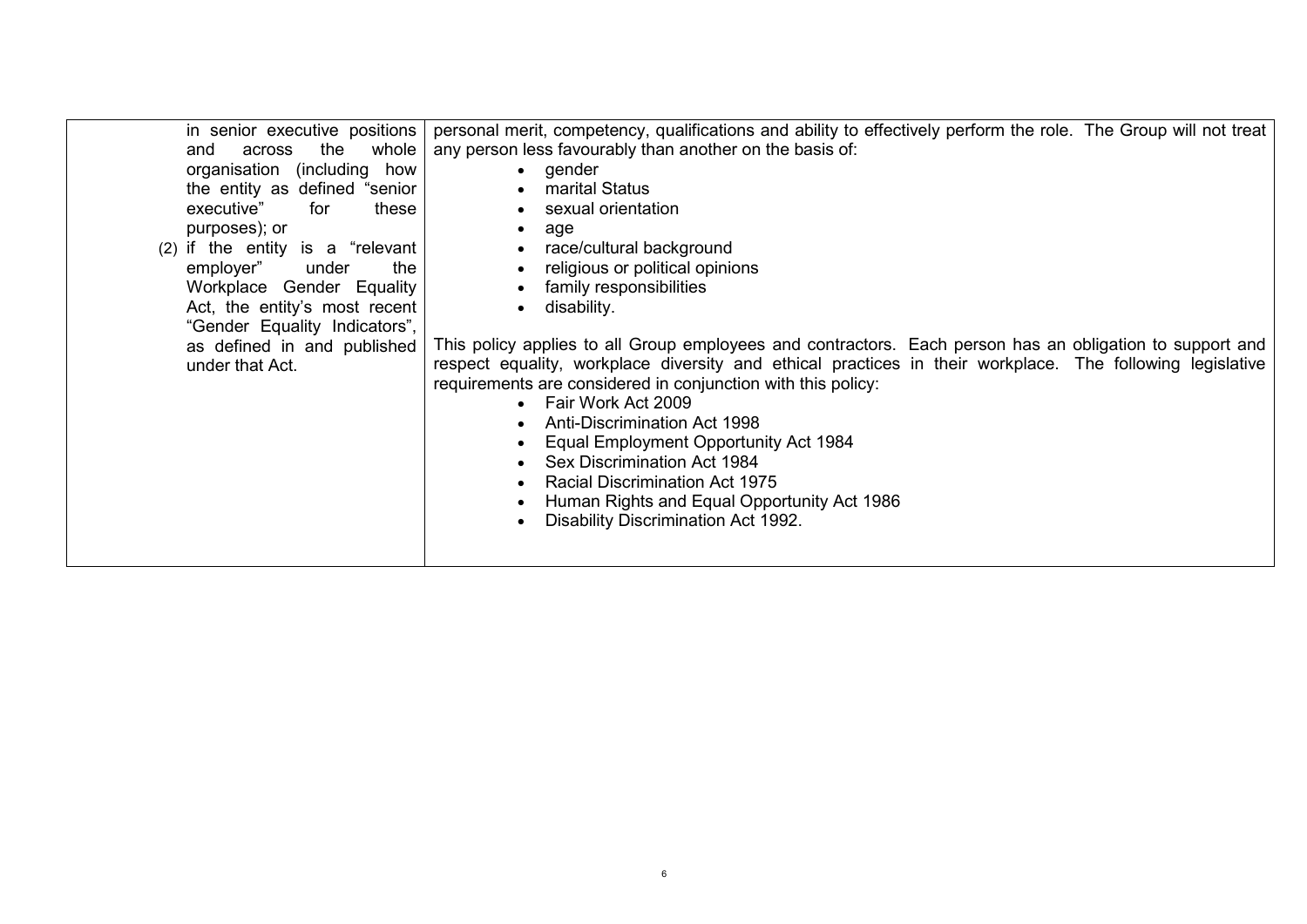| | |
|---|---|
| in senior executive positions and across the whole organisation (including how the entity as defined "senior executive" for these purposes); or<br>(2) if the entity is a "relevant employer" under the Workplace Gender Equality Act, the entity's most recent "Gender Equality Indicators", as defined in and published under that Act. | personal merit, competency, qualifications and ability to effectively perform the role. The Group will not treat any person less favourably than another on the basis of:<br>• gender<br>• marital Status<br>• sexual orientation<br>• age<br>• race/cultural background<br>• religious or political opinions<br>• family responsibilities<br>• disability.<br><br>This policy applies to all Group employees and contractors. Each person has an obligation to support and respect equality, workplace diversity and ethical practices in their workplace. The following legislative requirements are considered in conjunction with this policy:<br>• Fair Work Act 2009<br>• Anti-Discrimination Act 1998<br>• Equal Employment Opportunity Act 1984<br>• Sex Discrimination Act 1984<br>• Racial Discrimination Act 1975<br>• Human Rights and Equal Opportunity Act 1986<br>• Disability Discrimination Act 1992. |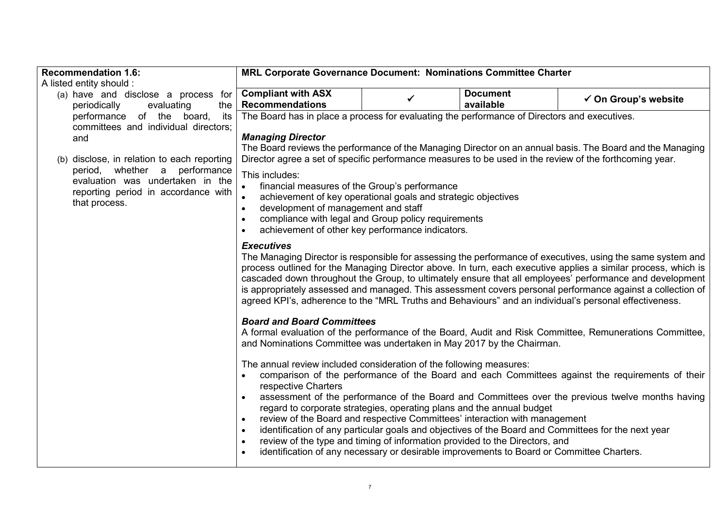| Recommendation | MRL Corporate Governance Document |
| --- | --- |
| **Recommendation 1.6:**<br>A listed entity should :<br>(a) have and disclose a process for periodically evaluating the performance of the board, its committees and individual directors; and<br>(b) disclose, in relation to each reporting period, whether a performance evaluation was undertaken in the reporting period in accordance with that process. | **MRL Corporate Governance Document: Nominations Committee Charter**<br><br>**Compliant with ASX Recommendations:** ✓ \| **Document available:** ✓ On Group's website<br><br>The Board has in place a process for evaluating the performance of Directors and executives.<br><br>***Managing Director***<br>The Board reviews the performance of the Managing Director on an annual basis. The Board and the Managing Director agree a set of specific performance measures to be used in the review of the forthcoming year.<br><br>This includes:<br>• financial measures of the Group's performance<br>• achievement of key operational goals and strategic objectives<br>• development of management and staff<br>• compliance with legal and Group policy requirements<br>• achievement of other key performance indicators.<br><br>***Executives***<br>The Managing Director is responsible for assessing the performance of executives, using the same system and process outlined for the Managing Director above. In turn, each executive applies a similar process, which is cascaded down throughout the Group, to ultimately ensure that all employees' performance and development is appropriately assessed and managed. This assessment covers personal performance against a collection of agreed KPI's, adherence to the "MRL Truths and Behaviours" and an individual's personal effectiveness.<br><br>***Board and Board Committees***<br>A formal evaluation of the performance of the Board, Audit and Risk Committee, Remunerations Committee, and Nominations Committee was undertaken in May 2017 by the Chairman.<br><br>The annual review included consideration of the following measures:<br>• comparison of the performance of the Board and each Committees against the requirements of their respective Charters<br>• assessment of the performance of the Board and Committees over the previous twelve months having regard to corporate strategies, operating plans and the annual budget<br>• review of the Board and respective Committees' interaction with management<br>• identification of any particular goals and objectives of the Board and Committees for the next year<br>• review of the type and timing of information provided to the Directors, and<br>• identification of any necessary or desirable improvements to Board or Committee Charters. |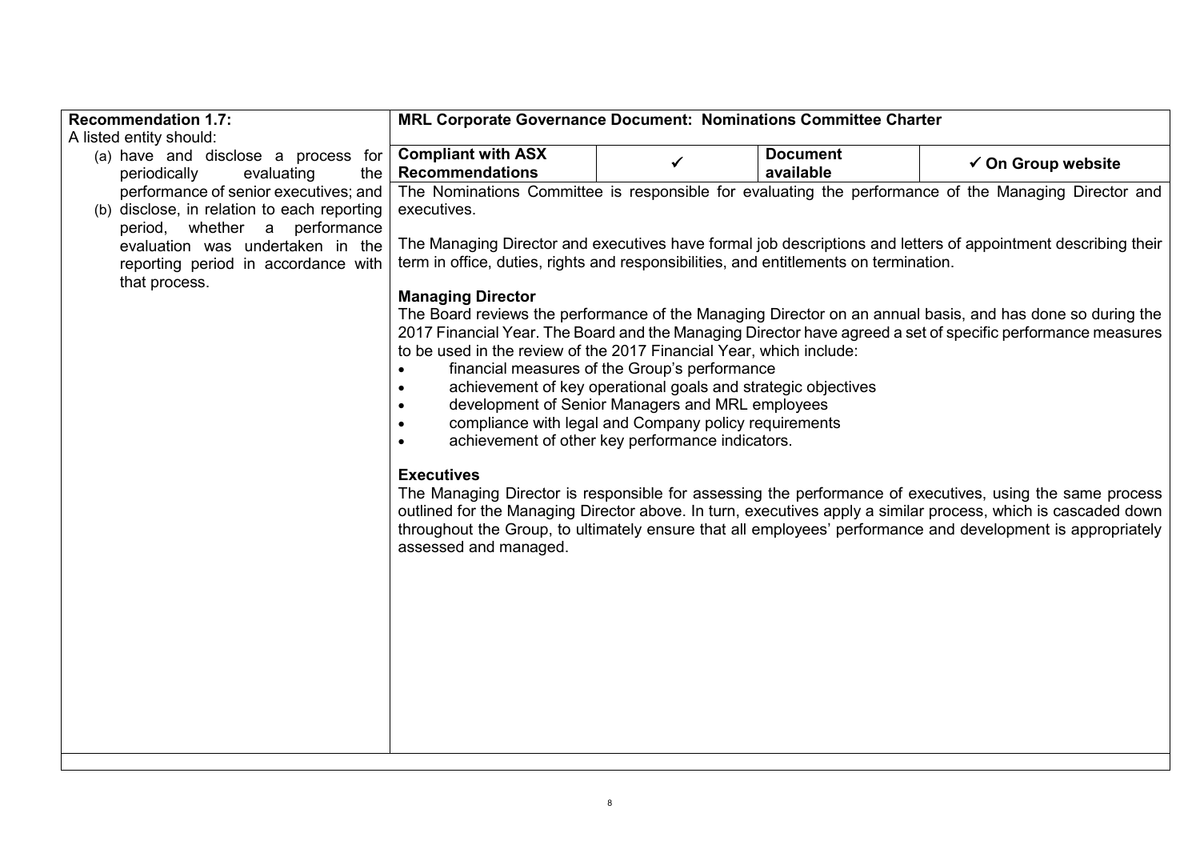| Recommendation 1.7: | MRL Corporate Governance Document: Nominations Committee Charter | | | |
|---|---|---|---|---|
| A listed entity should: (a) have and disclose a process for periodically evaluating the performance of senior executives; and (b) disclose, in relation to each reporting period, whether a performance evaluation was undertaken in the reporting period in accordance with that process. | **Compliant with ASX Recommendations** | ✓ | **Document available** | ✓ **On Group website** |
| | The Nominations Committee is responsible for evaluating the performance of the Managing Director and executives.<br><br>The Managing Director and executives have formal job descriptions and letters of appointment describing their term in office, duties, rights and responsibilities, and entitlements on termination.<br><br>**Managing Director**<br>The Board reviews the performance of the Managing Director on an annual basis, and has done so during the 2017 Financial Year. The Board and the Managing Director have agreed a set of specific performance measures to be used in the review of the 2017 Financial Year, which include:<br>• financial measures of the Group's performance<br>• achievement of key operational goals and strategic objectives<br>• development of Senior Managers and MRL employees<br>• compliance with legal and Company policy requirements<br>• achievement of other key performance indicators.<br><br>**Executives**<br>The Managing Director is responsible for assessing the performance of executives, using the same process outlined for the Managing Director above. In turn, executives apply a similar process, which is cascaded down throughout the Group, to ultimately ensure that all employees' performance and development is appropriately assessed and managed. | | | |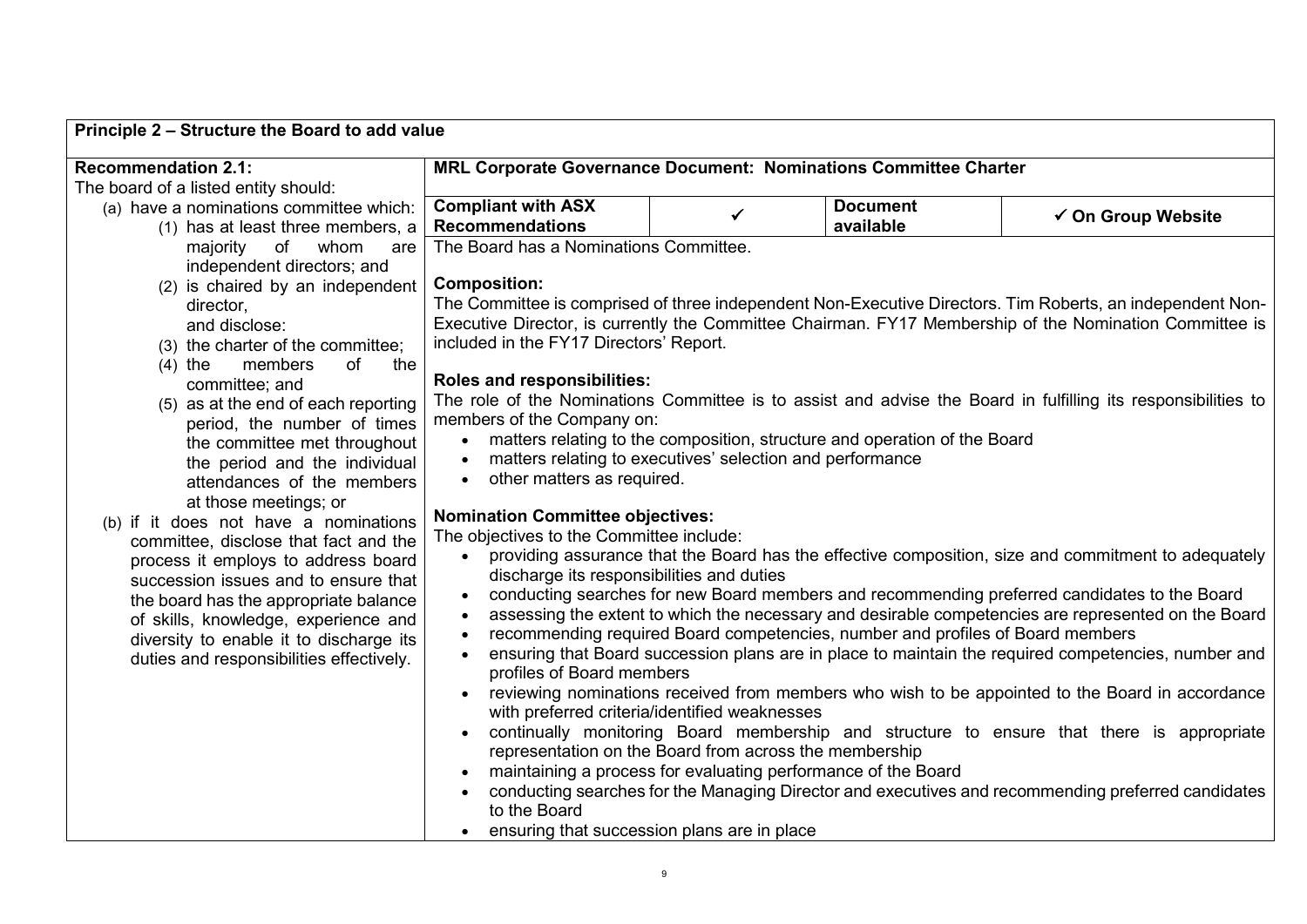## Principle 2 – Structure the Board to add value

| Recommendation | MRL Corporate Governance Document: Nominations Committee Charter |
|---|---|
| **Recommendation 2.1:**<br>The board of a listed entity should:<br>(a) have a nominations committee which:<br>(1) has at least three members, a majority of whom are independent directors; and<br>(2) is chaired by an independent director,<br>and disclose:<br>(3) the charter of the committee;<br>(4) the members of the committee; and<br>(5) as at the end of each reporting period, the number of times the committee met throughout the period and the individual attendances of the members at those meetings; or<br>(b) if it does not have a nominations committee, disclose that fact and the process it employs to address board succession issues and to ensure that the board has the appropriate balance of skills, knowledge, experience and diversity to enable it to discharge its duties and responsibilities effectively. | **Compliant with ASX Recommendations:** ✓ \| **Document available:** ✓ On Group Website<br><br>The Board has a Nominations Committee.<br><br>**Composition:**<br>The Committee is comprised of three independent Non-Executive Directors. Tim Roberts, an independent Non-Executive Director, is currently the Committee Chairman. FY17 Membership of the Nomination Committee is included in the FY17 Directors' Report.<br><br>**Roles and responsibilities:**<br>The role of the Nominations Committee is to assist and advise the Board in fulfilling its responsibilities to members of the Company on:<br>• matters relating to the composition, structure and operation of the Board<br>• matters relating to executives' selection and performance<br>• other matters as required.<br><br>**Nomination Committee objectives:**<br>The objectives to the Committee include:<br>• providing assurance that the Board has the effective composition, size and commitment to adequately discharge its responsibilities and duties<br>• conducting searches for new Board members and recommending preferred candidates to the Board<br>• assessing the extent to which the necessary and desirable competencies are represented on the Board<br>• recommending required Board competencies, number and profiles of Board members<br>• ensuring that Board succession plans are in place to maintain the required competencies, number and profiles of Board members<br>• reviewing nominations received from members who wish to be appointed to the Board in accordance with preferred criteria/identified weaknesses<br>• continually monitoring Board membership and structure to ensure that there is appropriate representation on the Board from across the membership<br>• maintaining a process for evaluating performance of the Board<br>• conducting searches for the Managing Director and executives and recommending preferred candidates to the Board<br>• ensuring that succession plans are in place |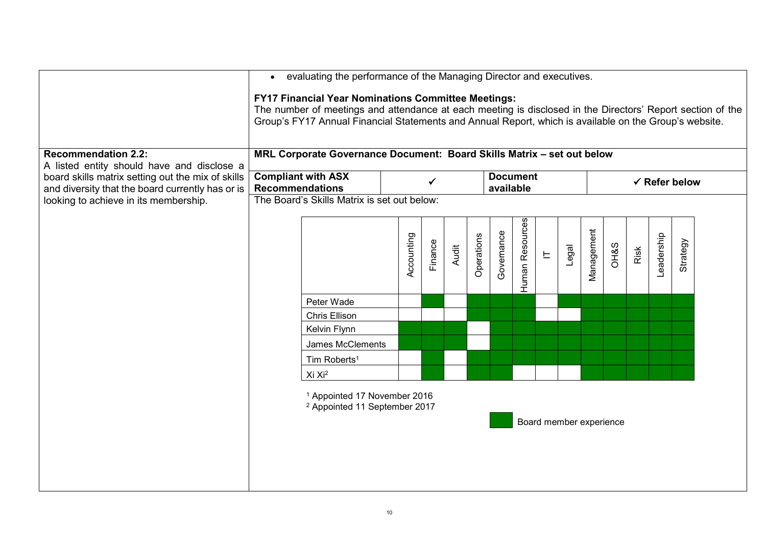- evaluating the performance of the Managing Director and executives.

**FY17 Financial Year Nominations Committee Meetings:**
The number of meetings and attendance at each meeting is disclosed in the Directors' Report section of the Group's FY17 Annual Financial Statements and Annual Report, which is available on the Group's website.

**Recommendation 2.2:**
A listed entity should have and disclose a board skills matrix setting out the mix of skills and diversity that the board currently has or is looking to achieve in its membership.

**MRL Corporate Governance Document: Board Skills Matrix – set out below**

| **Compliant with ASX Recommendations** | ✓ | **Document available** | ✓ **Refer below** |
|---|---|---|---|

The Board's Skills Matrix is set out below:

| | Accounting | Finance | Audit | Operations | Governance | Human Resources | IT | Legal | Management | OH&S | Risk | Leadership | Strategy |
|---|---|---|---|---|---|---|---|---|---|---|---|---|---|
| Peter Wade | | ■ | | ■ | ■ | ■ | | ■ | ■ | ■ | ■ | ■ | ■ |
| Chris Ellison | | | | ■ | ■ | ■ | | | ■ | ■ | ■ | ■ | ■ |
| Kelvin Flynn | ■ | ■ | ■ | | ■ | ■ | ■ | ■ | ■ | ■ | ■ | ■ | ■ |
| James McClements | ■ | ■ | ■ | | ■ | ■ | ■ | ■ | ■ | ■ | ■ | ■ | ■ |
| Tim Roberts[1] | | ■ | | ■ | ■ | ■ | ■ | ■ | ■ | ■ | ■ | ■ | ■ |
| Xi Xi[2] | | ■ | | ■ | ■ | | | | ■ | ■ | ■ | ■ | ■ |

[1] Appointed 17 November 2016
[2] Appointed 11 September 2017

■ Board member experience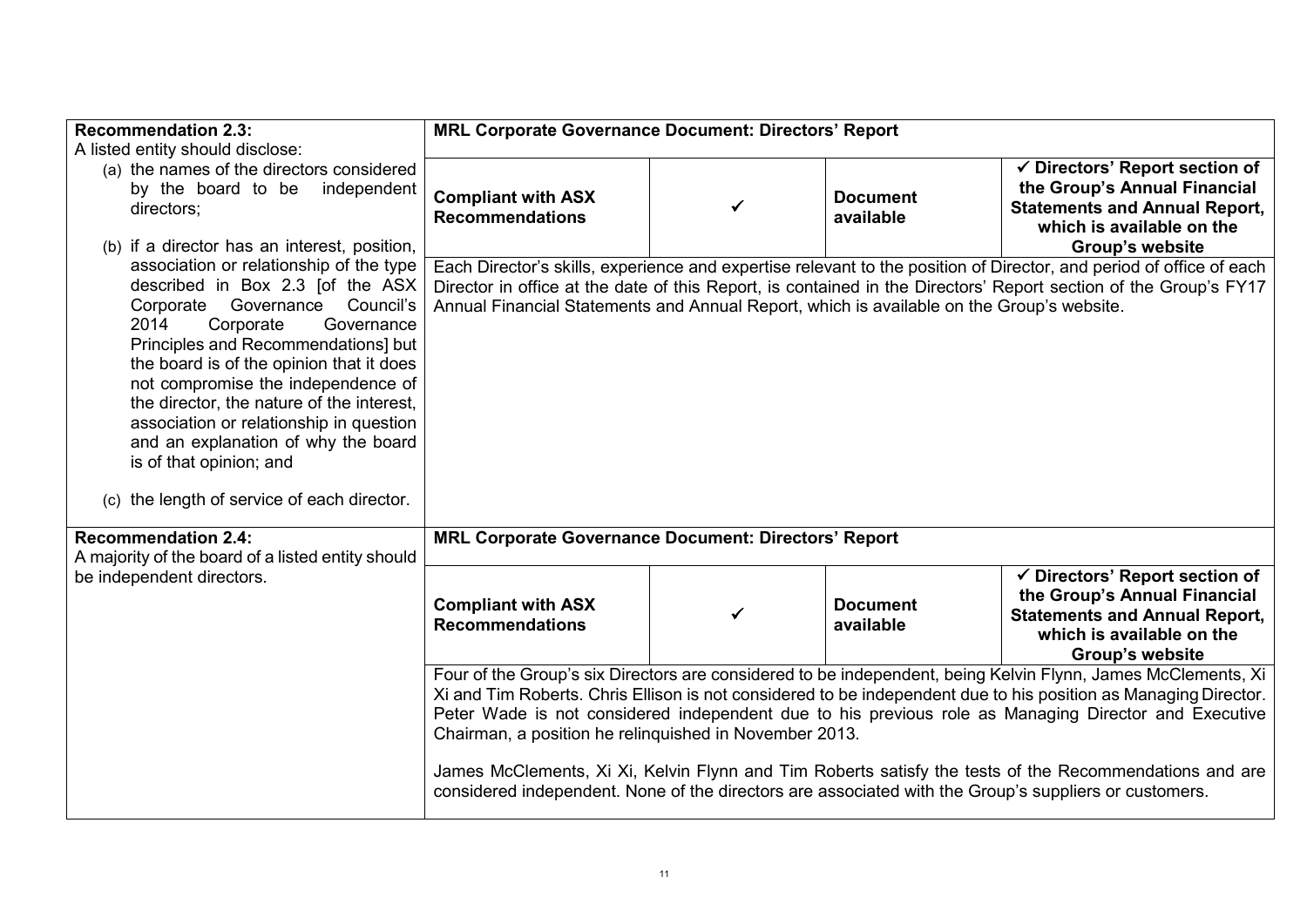| Recommendation | MRL Corporate Governance Document | | | |
|---|---|---|---|---|
| **Recommendation 2.3:**<br>A listed entity should disclose:<br>(a) the names of the directors considered by the board to be independent directors;<br>(b) if a director has an interest, position, association or relationship of the type described in Box 2.3 [of the ASX Corporate Governance Council's 2014 Corporate Governance Principles and Recommendations] but the board is of the opinion that it does not compromise the independence of the director, the nature of the interest, association or relationship in question and an explanation of why the board is of that opinion; and<br>(c) the length of service of each director. | **MRL Corporate Governance Document: Directors' Report** | | | |
| | **Compliant with ASX Recommendations** | ✓ | **Document available** | **✓ Directors' Report section of the Group's Annual Financial Statements and Annual Report, which is available on the Group's website** |
| | Each Director's skills, experience and expertise relevant to the position of Director, and period of office of each Director in office at the date of this Report, is contained in the Directors' Report section of the Group's FY17 Annual Financial Statements and Annual Report, which is available on the Group's website. | | | |
| **Recommendation 2.4:**<br>A majority of the board of a listed entity should be independent directors. | **MRL Corporate Governance Document: Directors' Report** | | | |
| | **Compliant with ASX Recommendations** | ✓ | **Document available** | **✓ Directors' Report section of the Group's Annual Financial Statements and Annual Report, which is available on the Group's website** |
| | Four of the Group's six Directors are considered to be independent, being Kelvin Flynn, James McClements, Xi Xi and Tim Roberts. Chris Ellison is not considered to be independent due to his position as Managing Director. Peter Wade is not considered independent due to his previous role as Managing Director and Executive Chairman, a position he relinquished in November 2013.<br><br>James McClements, Xi Xi, Kelvin Flynn and Tim Roberts satisfy the tests of the Recommendations and are considered independent. None of the directors are associated with the Group's suppliers or customers. | | | |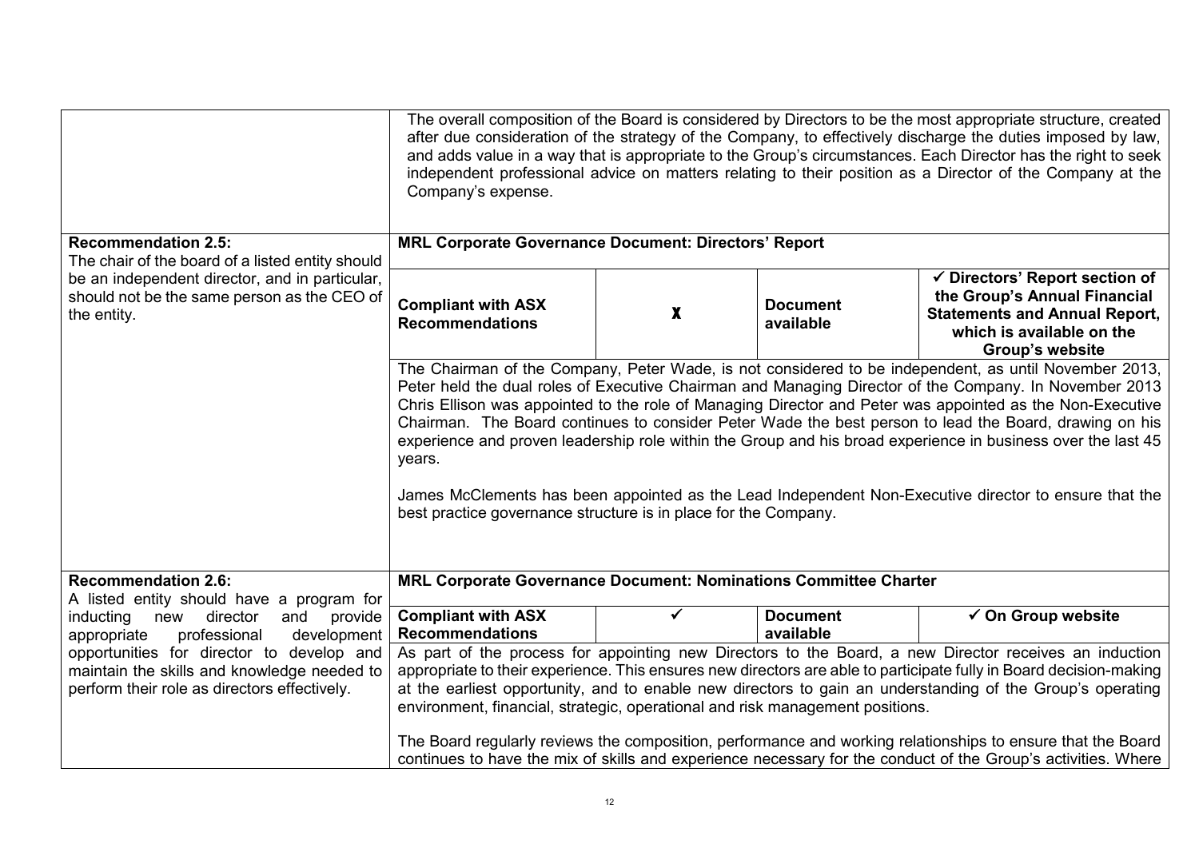| | |
|---|---|
| | The overall composition of the Board is considered by Directors to be the most appropriate structure, created after due consideration of the strategy of the Company, to effectively discharge the duties imposed by law, and adds value in a way that is appropriate to the Group's circumstances. Each Director has the right to seek independent professional advice on matters relating to their position as a Director of the Company at the Company's expense. |
| **Recommendation 2.5:** The chair of the board of a listed entity should be an independent director, and in particular, should not be the same person as the CEO of the entity. | **MRL Corporate Governance Document: Directors' Report**<br><br>**Compliant with ASX Recommendations** \| **X** \| **Document available** \| **✓ Directors' Report section of the Group's Annual Financial Statements and Annual Report, which is available on the Group's website**<br><br>The Chairman of the Company, Peter Wade, is not considered to be independent, as until November 2013, Peter held the dual roles of Executive Chairman and Managing Director of the Company. In November 2013 Chris Ellison was appointed to the role of Managing Director and Peter was appointed as the Non-Executive Chairman. The Board continues to consider Peter Wade the best person to lead the Board, drawing on his experience and proven leadership role within the Group and his broad experience in business over the last 45 years.<br><br>James McClements has been appointed as the Lead Independent Non-Executive director to ensure that the best practice governance structure is in place for the Company. |
| **Recommendation 2.6:** A listed entity should have a program for inducting new director and provide appropriate professional development opportunities for director to develop and maintain the skills and knowledge needed to perform their role as directors effectively. | **MRL Corporate Governance Document: Nominations Committee Charter**<br><br>**Compliant with ASX Recommendations** \| ✓ \| **Document available** \| **✓ On Group website**<br><br>As part of the process for appointing new Directors to the Board, a new Director receives an induction appropriate to their experience. This ensures new directors are able to participate fully in Board decision-making at the earliest opportunity, and to enable new directors to gain an understanding of the Group's operating environment, financial, strategic, operational and risk management positions.<br><br>The Board regularly reviews the composition, performance and working relationships to ensure that the Board continues to have the mix of skills and experience necessary for the conduct of the Group's activities. Where |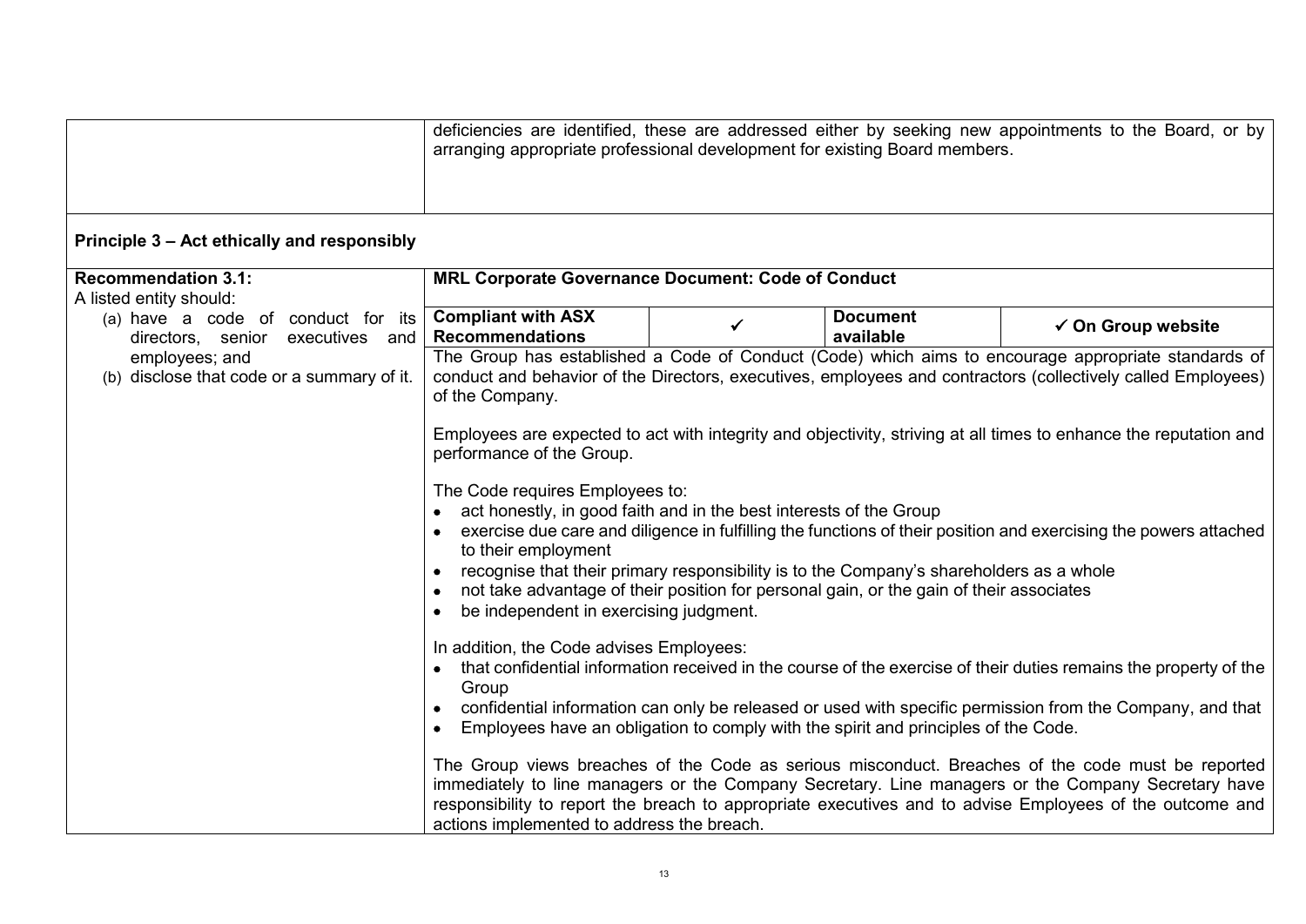| | |
|---|---|
| | deficiencies are identified, these are addressed either by seeking new appointments to the Board, or by arranging appropriate professional development for existing Board members. |

**Principle 3 – Act ethically and responsibly**

<table>
<tr>
<td rowspan="3"><strong>Recommendation 3.1:</strong><br>A listed entity should:<br>(a) have a code of conduct for its directors, senior executives and employees; and<br>(b) disclose that code or a summary of it.</td>
<td colspan="4"><strong>MRL Corporate Governance Document: Code of Conduct</strong></td>
</tr>
<tr>
<td><strong>Compliant with ASX Recommendations</strong></td>
<td>✓</td>
<td><strong>Document available</strong></td>
<td>✓ <strong>On Group website</strong></td>
</tr>
<tr>
<td colspan="4">The Group has established a Code of Conduct (Code) which aims to encourage appropriate standards of conduct and behavior of the Directors, executives, employees and contractors (collectively called Employees) of the Company.<br><br>Employees are expected to act with integrity and objectivity, striving at all times to enhance the reputation and performance of the Group.<br><br>The Code requires Employees to:<br>• act honestly, in good faith and in the best interests of the Group<br>• exercise due care and diligence in fulfilling the functions of their position and exercising the powers attached to their employment<br>• recognise that their primary responsibility is to the Company's shareholders as a whole<br>• not take advantage of their position for personal gain, or the gain of their associates<br>• be independent in exercising judgment.<br><br>In addition, the Code advises Employees:<br>• that confidential information received in the course of the exercise of their duties remains the property of the Group<br>• confidential information can only be released or used with specific permission from the Company, and that<br>• Employees have an obligation to comply with the spirit and principles of the Code.<br><br>The Group views breaches of the Code as serious misconduct. Breaches of the code must be reported immediately to line managers or the Company Secretary. Line managers or the Company Secretary have responsibility to report the breach to appropriate executives and to advise Employees of the outcome and actions implemented to address the breach.</td>
</tr>
</table>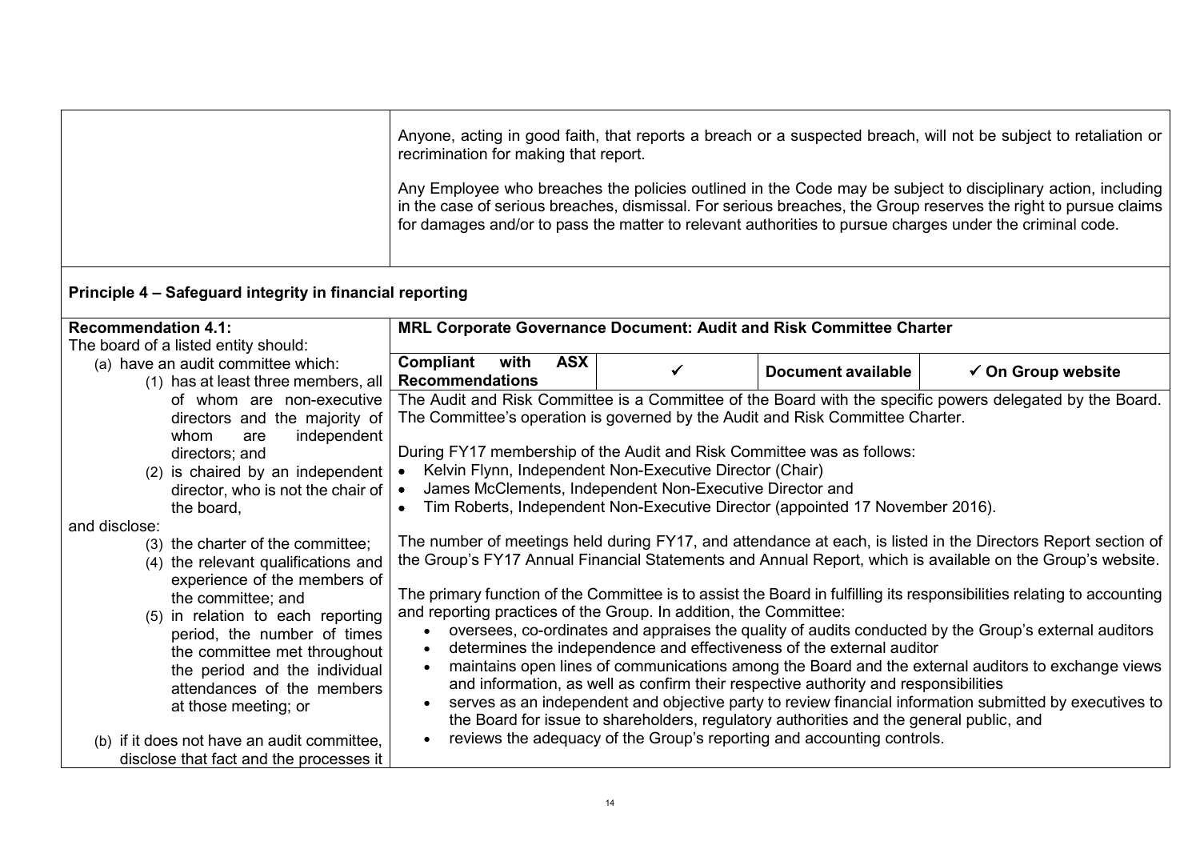| | |
|---|---|
| | Anyone, acting in good faith, that reports a breach or a suspected breach, will not be subject to retaliation or recrimination for making that report.<br><br>Any Employee who breaches the policies outlined in the Code may be subject to disciplinary action, including in the case of serious breaches, dismissal. For serious breaches, the Group reserves the right to pursue claims for damages and/or to pass the matter to relevant authorities to pursue charges under the criminal code. |

**Principle 4 – Safeguard integrity in financial reporting**

| **Recommendation 4.1:** | **MRL Corporate Governance Document: Audit and Risk Committee Charter** | | | |
|---|---|---|---|---|
| The board of a listed entity should:<br>(a) have an audit committee which:<br>(1) has at least three members, all of whom are non-executive directors and the majority of whom are independent directors; and<br>(2) is chaired by an independent director, who is not the chair of the board,<br>and disclose:<br>(3) the charter of the committee;<br>(4) the relevant qualifications and experience of the members of the committee; and<br>(5) in relation to each reporting period, the number of times the committee met throughout the period and the individual attendances of the members at those meeting; or<br><br>(b) if it does not have an audit committee, disclose that fact and the processes it | **Compliant with ASX Recommendations** | ✓ | **Document available** | ✓ **On Group website** |
| | The Audit and Risk Committee is a Committee of the Board with the specific powers delegated by the Board. The Committee's operation is governed by the Audit and Risk Committee Charter.<br><br>During FY17 membership of the Audit and Risk Committee was as follows:<br>• Kelvin Flynn, Independent Non-Executive Director (Chair)<br>• James McClements, Independent Non-Executive Director and<br>• Tim Roberts, Independent Non-Executive Director (appointed 17 November 2016).<br><br>The number of meetings held during FY17, and attendance at each, is listed in the Directors Report section of the Group's FY17 Annual Financial Statements and Annual Report, which is available on the Group's website.<br><br>The primary function of the Committee is to assist the Board in fulfilling its responsibilities relating to accounting and reporting practices of the Group. In addition, the Committee:<br>• oversees, co-ordinates and appraises the quality of audits conducted by the Group's external auditors<br>• determines the independence and effectiveness of the external auditor<br>• maintains open lines of communications among the Board and the external auditors to exchange views and information, as well as confirm their respective authority and responsibilities<br>• serves as an independent and objective party to review financial information submitted by executives to the Board for issue to shareholders, regulatory authorities and the general public, and<br>• reviews the adequacy of the Group's reporting and accounting controls. | | | |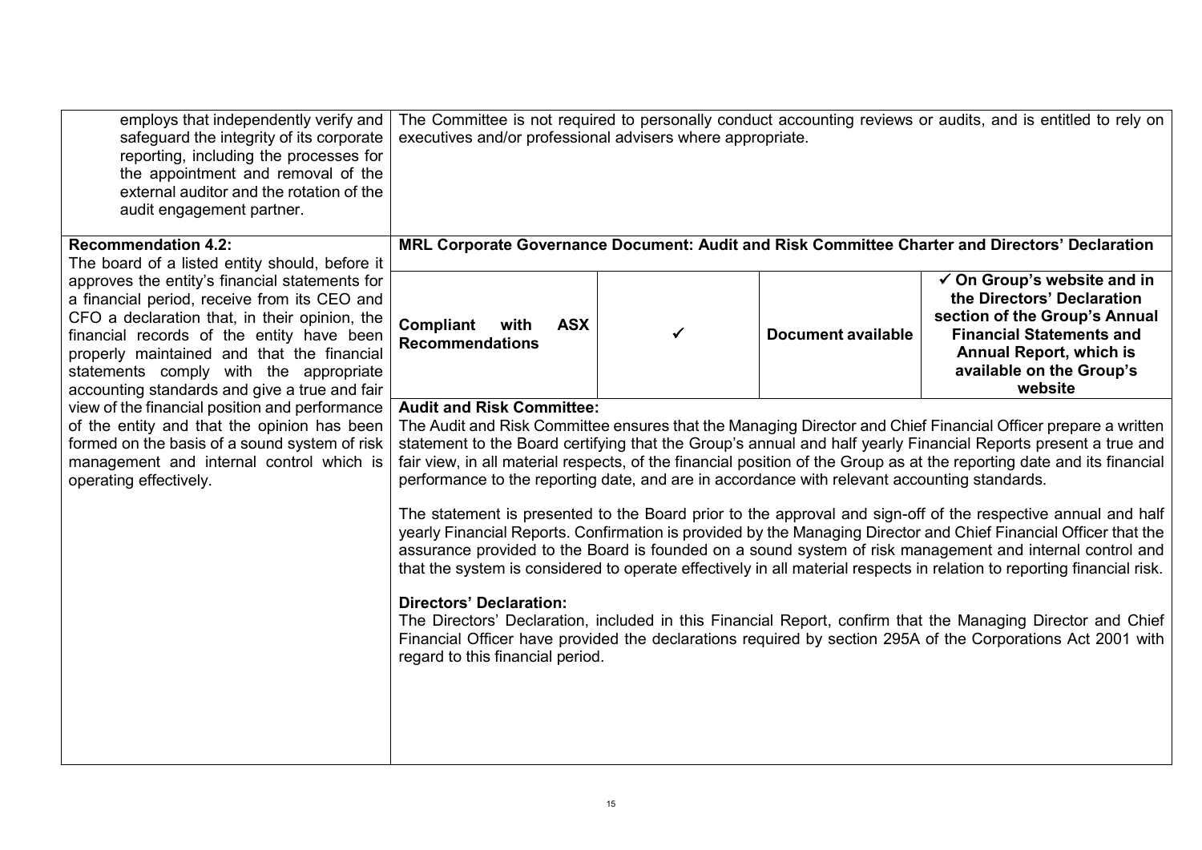| | |
|---|---|
| employs that independently verify and safeguard the integrity of its corporate reporting, including the processes for the appointment and removal of the external auditor and the rotation of the audit engagement partner. | The Committee is not required to personally conduct accounting reviews or audits, and is entitled to rely on executives and/or professional advisers where appropriate. |
| **Recommendation 4.2:** The board of a listed entity should, before it approves the entity's financial statements for a financial period, receive from its CEO and CFO a declaration that, in their opinion, the financial records of the entity have been properly maintained and that the financial statements comply with the appropriate accounting standards and give a true and fair view of the financial position and performance of the entity and that the opinion has been formed on the basis of a sound system of risk management and internal control which is operating effectively. | **MRL Corporate Governance Document: Audit and Risk Committee Charter and Directors' Declaration**<br><br>**Compliant with ASX Recommendations** ✓ **Document available** **✓ On Group's website and in the Directors' Declaration section of the Group's Annual Financial Statements and Annual Report, which is available on the Group's website**<br><br>**Audit and Risk Committee:**<br>The Audit and Risk Committee ensures that the Managing Director and Chief Financial Officer prepare a written statement to the Board certifying that the Group's annual and half yearly Financial Reports present a true and fair view, in all material respects, of the financial position of the Group as at the reporting date and its financial performance to the reporting date, and are in accordance with relevant accounting standards.<br><br>The statement is presented to the Board prior to the approval and sign-off of the respective annual and half yearly Financial Reports. Confirmation is provided by the Managing Director and Chief Financial Officer that the assurance provided to the Board is founded on a sound system of risk management and internal control and that the system is considered to operate effectively in all material respects in relation to reporting financial risk.<br><br>**Directors' Declaration:**<br>The Directors' Declaration, included in this Financial Report, confirm that the Managing Director and Chief Financial Officer have provided the declarations required by section 295A of the Corporations Act 2001 with regard to this financial period. |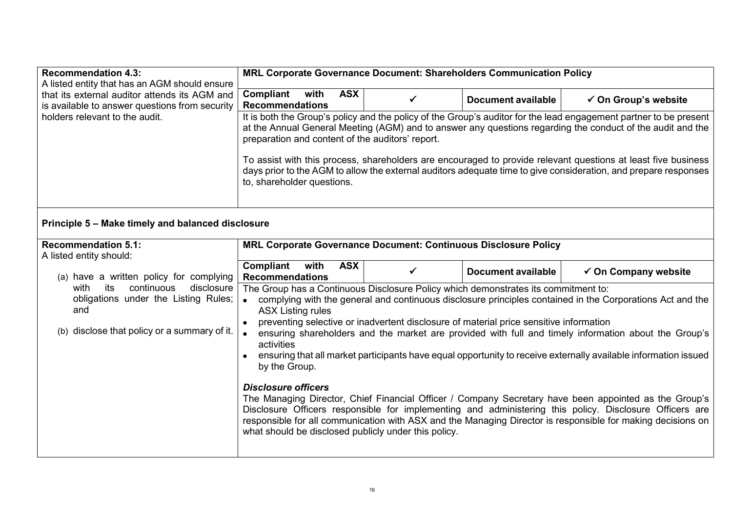| Recommendation 4.3: | MRL Corporate Governance Document: Shareholders Communication Policy | | | |
|---|---|---|---|---|
| A listed entity that has an AGM should ensure that its external auditor attends its AGM and is available to answer questions from security holders relevant to the audit. | **Compliant with ASX Recommendations** | ✓ | **Document available** | **✓ On Group's website** |
| | It is both the Group's policy and the policy of the Group's auditor for the lead engagement partner to be present at the Annual General Meeting (AGM) and to answer any questions regarding the conduct of the audit and the preparation and content of the auditors' report.<br><br>To assist with this process, shareholders are encouraged to provide relevant questions at least five business days prior to the AGM to allow the external auditors adequate time to give consideration, and prepare responses to, shareholder questions. | | | |

## Principle 5 – Make timely and balanced disclosure

| Recommendation 5.1: | MRL Corporate Governance Document: Continuous Disclosure Policy | | | |
|---|---|---|---|---|
| A listed entity should:<br><br>(a) have a written policy for complying with its continuous disclosure obligations under the Listing Rules; and<br><br>(b) disclose that policy or a summary of it. | **Compliant with ASX Recommendations** | ✓ | **Document available** | **✓ On Company website** |
| | The Group has a Continuous Disclosure Policy which demonstrates its commitment to:<br>• complying with the general and continuous disclosure principles contained in the Corporations Act and the ASX Listing rules<br>• preventing selective or inadvertent disclosure of material price sensitive information<br>• ensuring shareholders and the market are provided with full and timely information about the Group's activities<br>• ensuring that all market participants have equal opportunity to receive externally available information issued by the Group.<br><br>***Disclosure officers***<br>The Managing Director, Chief Financial Officer / Company Secretary have been appointed as the Group's Disclosure Officers responsible for implementing and administering this policy. Disclosure Officers are responsible for all communication with ASX and the Managing Director is responsible for making decisions on what should be disclosed publicly under this policy. | | | |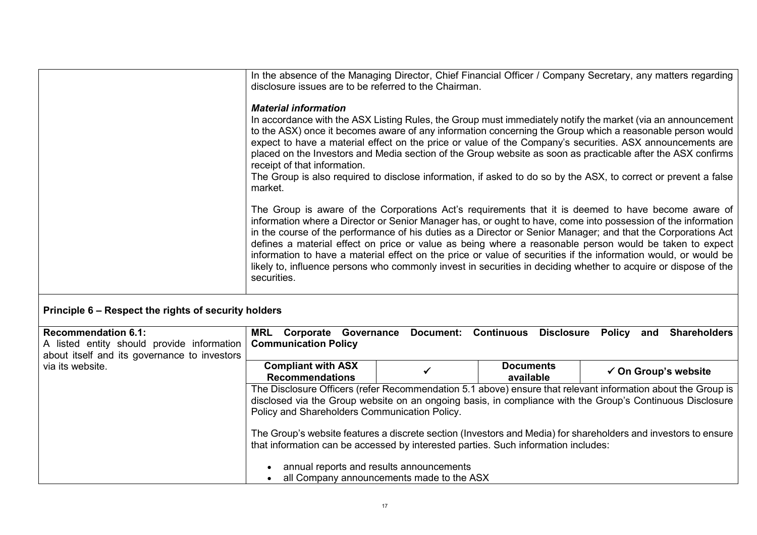| | |
|---|---|
| | In the absence of the Managing Director, Chief Financial Officer / Company Secretary, any matters regarding disclosure issues are to be referred to the Chairman.<br><br>***Material information***<br>In accordance with the ASX Listing Rules, the Group must immediately notify the market (via an announcement to the ASX) once it becomes aware of any information concerning the Group which a reasonable person would expect to have a material effect on the price or value of the Company's securities. ASX announcements are placed on the Investors and Media section of the Group website as soon as practicable after the ASX confirms receipt of that information.<br>The Group is also required to disclose information, if asked to do so by the ASX, to correct or prevent a false market.<br><br>The Group is aware of the Corporations Act's requirements that it is deemed to have become aware of information where a Director or Senior Manager has, or ought to have, come into possession of the information in the course of the performance of his duties as a Director or Senior Manager; and that the Corporations Act defines a material effect on price or value as being where a reasonable person would be taken to expect information to have a material effect on the price or value of securities if the information would, or would be likely to, influence persons who commonly invest in securities in deciding whether to acquire or dispose of the securities. |

**Principle 6 – Respect the rights of security holders**

| | | | | |
|---|---|---|---|---|
| **Recommendation 6.1:**<br>A listed entity should provide information about itself and its governance to investors via its website. | **MRL Corporate Governance Document: Continuous Disclosure Policy and Shareholders Communication Policy** | | | |
| | **Compliant with ASX Recommendations** | ✓ | **Documents available** | **✓ On Group's website** |
| | The Disclosure Officers (refer Recommendation 5.1 above) ensure that relevant information about the Group is disclosed via the Group website on an ongoing basis, in compliance with the Group's Continuous Disclosure Policy and Shareholders Communication Policy.<br><br>The Group's website features a discrete section (Investors and Media) for shareholders and investors to ensure that information can be accessed by interested parties. Such information includes:<br><br>• annual reports and results announcements<br>• all Company announcements made to the ASX | | | |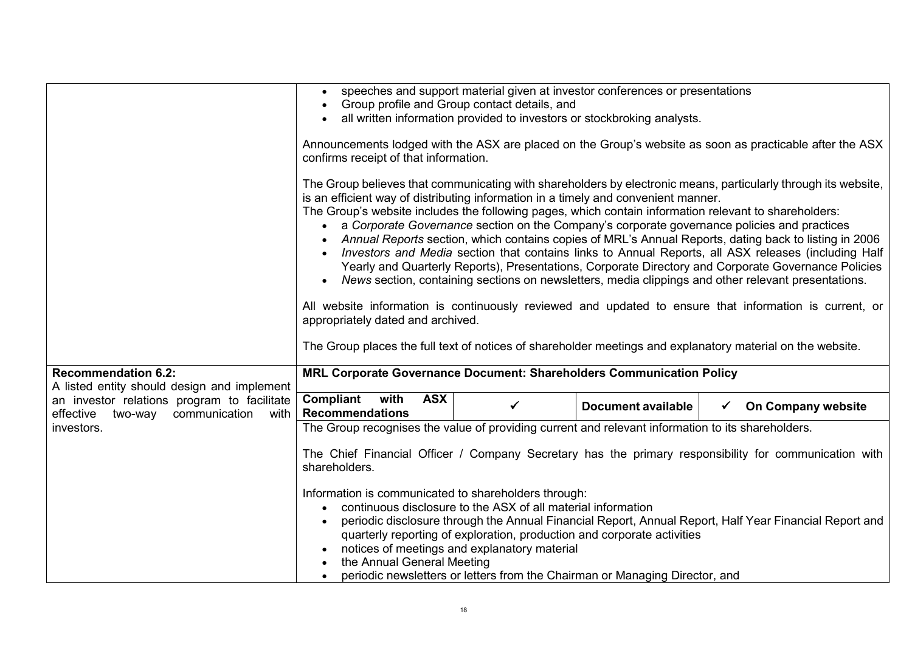| | |
|---|---|
| | • speeches and support material given at investor conferences or presentations<br>• Group profile and Group contact details, and<br>• all written information provided to investors or stockbroking analysts.<br><br>Announcements lodged with the ASX are placed on the Group's website as soon as practicable after the ASX confirms receipt of that information.<br><br>The Group believes that communicating with shareholders by electronic means, particularly through its website, is an efficient way of distributing information in a timely and convenient manner.<br>The Group's website includes the following pages, which contain information relevant to shareholders:<br>• a *Corporate Governance* section on the Company's corporate governance policies and practices<br>• *Annual Reports* section, which contains copies of MRL's Annual Reports, dating back to listing in 2006<br>• *Investors and Media* section that contains links to Annual Reports, all ASX releases (including Half Yearly and Quarterly Reports), Presentations, Corporate Directory and Corporate Governance Policies<br>• *News* section, containing sections on newsletters, media clippings and other relevant presentations.<br><br>All website information is continuously reviewed and updated to ensure that information is current, or appropriately dated and archived.<br><br>The Group places the full text of notices of shareholder meetings and explanatory material on the website. |
| **Recommendation 6.2:**<br>A listed entity should design and implement an investor relations program to facilitate effective two-way communication with investors. | **MRL Corporate Governance Document: Shareholders Communication Policy**<br><br>**Compliant with ASX Recommendations** ✓ \| **Document available** \| ✓ **On Company website**<br><br>The Group recognises the value of providing current and relevant information to its shareholders.<br><br>The Chief Financial Officer / Company Secretary has the primary responsibility for communication with shareholders.<br><br>Information is communicated to shareholders through:<br>• continuous disclosure to the ASX of all material information<br>• periodic disclosure through the Annual Financial Report, Annual Report, Half Year Financial Report and quarterly reporting of exploration, production and corporate activities<br>• notices of meetings and explanatory material<br>• the Annual General Meeting<br>• periodic newsletters or letters from the Chairman or Managing Director, and |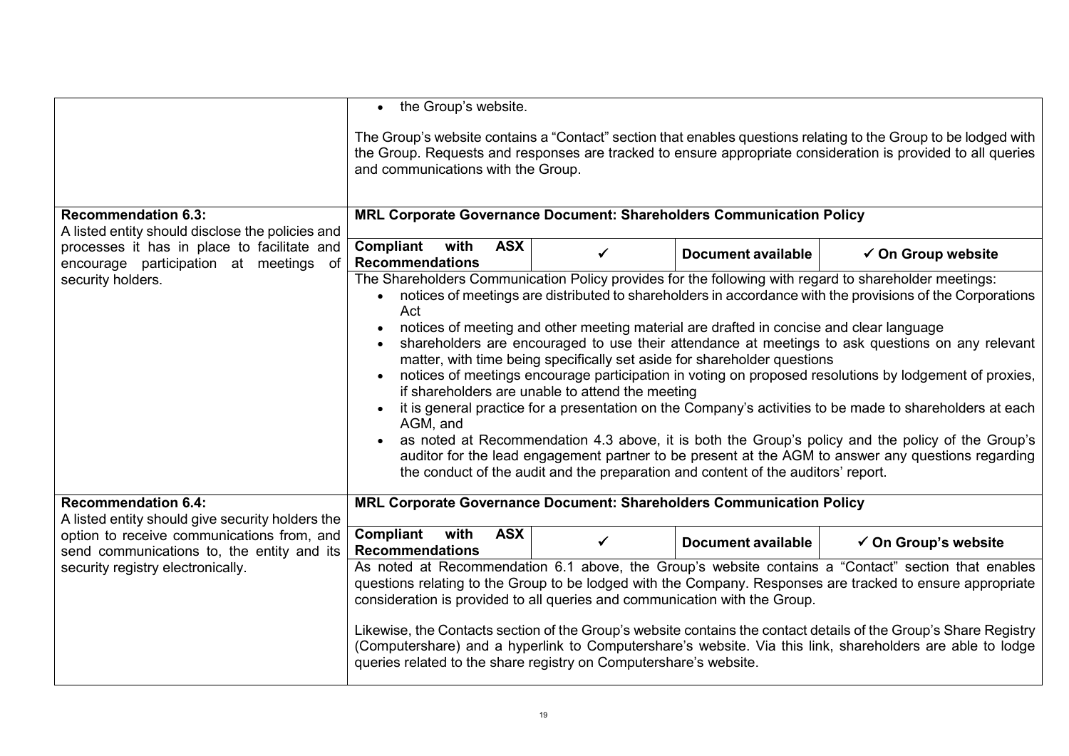| | |
|---|---|
| | • the Group's website.<br><br>The Group's website contains a "Contact" section that enables questions relating to the Group to be lodged with the Group. Requests and responses are tracked to ensure appropriate consideration is provided to all queries and communications with the Group. |
| **Recommendation 6.3:**<br>A listed entity should disclose the policies and processes it has in place to facilitate and encourage participation at meetings of security holders. | **MRL Corporate Governance Document: Shareholders Communication Policy**<br><br>**Compliant with ASX Recommendations** ✓ **Document available** ✓ **On Group website**<br><br>The Shareholders Communication Policy provides for the following with regard to shareholder meetings:<br>• notices of meetings are distributed to shareholders in accordance with the provisions of the Corporations Act<br>• notices of meeting and other meeting material are drafted in concise and clear language<br>• shareholders are encouraged to use their attendance at meetings to ask questions on any relevant matter, with time being specifically set aside for shareholder questions<br>• notices of meetings encourage participation in voting on proposed resolutions by lodgement of proxies, if shareholders are unable to attend the meeting<br>• it is general practice for a presentation on the Company's activities to be made to shareholders at each AGM, and<br>• as noted at Recommendation 4.3 above, it is both the Group's policy and the policy of the Group's auditor for the lead engagement partner to be present at the AGM to answer any questions regarding the conduct of the audit and the preparation and content of the auditors' report. |
| **Recommendation 6.4:**<br>A listed entity should give security holders the option to receive communications from, and send communications to, the entity and its security registry electronically. | **MRL Corporate Governance Document: Shareholders Communication Policy**<br><br>**Compliant with ASX Recommendations** ✓ **Document available** ✓ **On Group's website**<br><br>As noted at Recommendation 6.1 above, the Group's website contains a "Contact" section that enables questions relating to the Group to be lodged with the Company. Responses are tracked to ensure appropriate consideration is provided to all queries and communication with the Group.<br><br>Likewise, the Contacts section of the Group's website contains the contact details of the Group's Share Registry (Computershare) and a hyperlink to Computershare's website. Via this link, shareholders are able to lodge queries related to the share registry on Computershare's website. |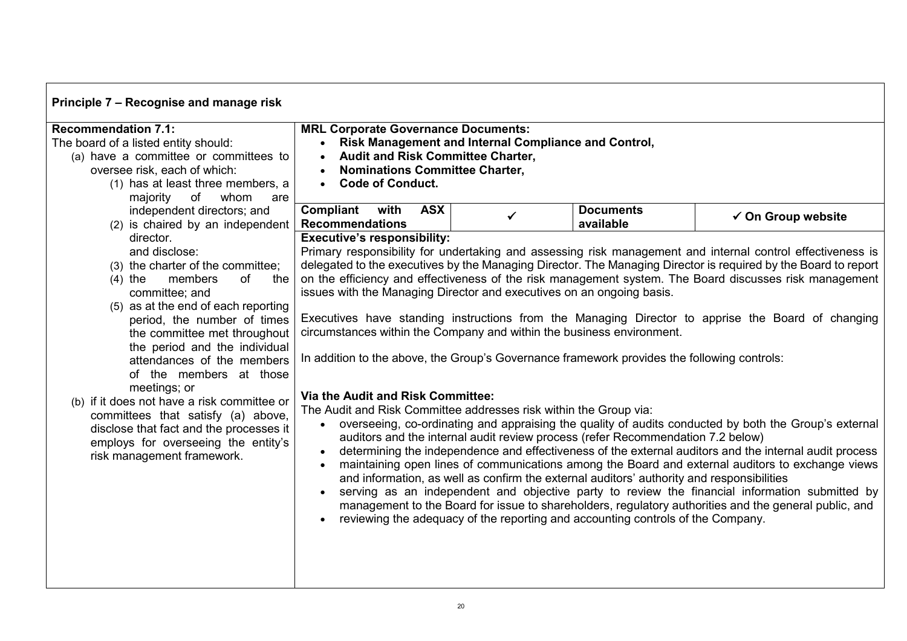## Principle 7 – Recognise and manage risk

| Recommendation | MRL Response |
| --- | --- |
| **Recommendation 7.1:**<br>The board of a listed entity should:<br>(a) have a committee or committees to oversee risk, each of which:<br>(1) has at least three members, a majority of whom are independent directors; and<br>(2) is chaired by an independent director.<br>and disclose:<br>(3) the charter of the committee;<br>(4) the members of the committee; and<br>(5) as at the end of each reporting period, the number of times the committee met throughout the period and the individual attendances of the members of the members at those meetings; or<br>(b) if it does not have a risk committee or committees that satisfy (a) above, disclose that fact and the processes it employs for overseeing the entity's risk management framework. | **MRL Corporate Governance Documents:**<br>• **Risk Management and Internal Compliance and Control,**<br>• **Audit and Risk Committee Charter,**<br>• **Nominations Committee Charter,**<br>• **Code of Conduct.**<br><br>**Compliant with ASX Recommendations:** ✓ — **Documents available:** **✓ On Group website**<br><br>**Executive's responsibility:**<br>Primary responsibility for undertaking and assessing risk management and internal control effectiveness is delegated to the executives by the Managing Director. The Managing Director is required by the Board to report on the efficiency and effectiveness of the risk management system. The Board discusses risk management issues with the Managing Director and executives on an ongoing basis.<br><br>Executives have standing instructions from the Managing Director to apprise the Board of changing circumstances within the Company and within the business environment.<br><br>In addition to the above, the Group's Governance framework provides the following controls:<br><br>**Via the Audit and Risk Committee:**<br>The Audit and Risk Committee addresses risk within the Group via:<br>• overseeing, co-ordinating and appraising the quality of audits conducted by both the Group's external auditors and the internal audit review process (refer Recommendation 7.2 below)<br>• determining the independence and effectiveness of the external auditors and the internal audit process<br>• maintaining open lines of communications among the Board and external auditors to exchange views and information, as well as confirm the external auditors' authority and responsibilities<br>• serving as an independent and objective party to review the financial information submitted by management to the Board for issue to shareholders, regulatory authorities and the general public, and<br>• reviewing the adequacy of the reporting and accounting controls of the Company. |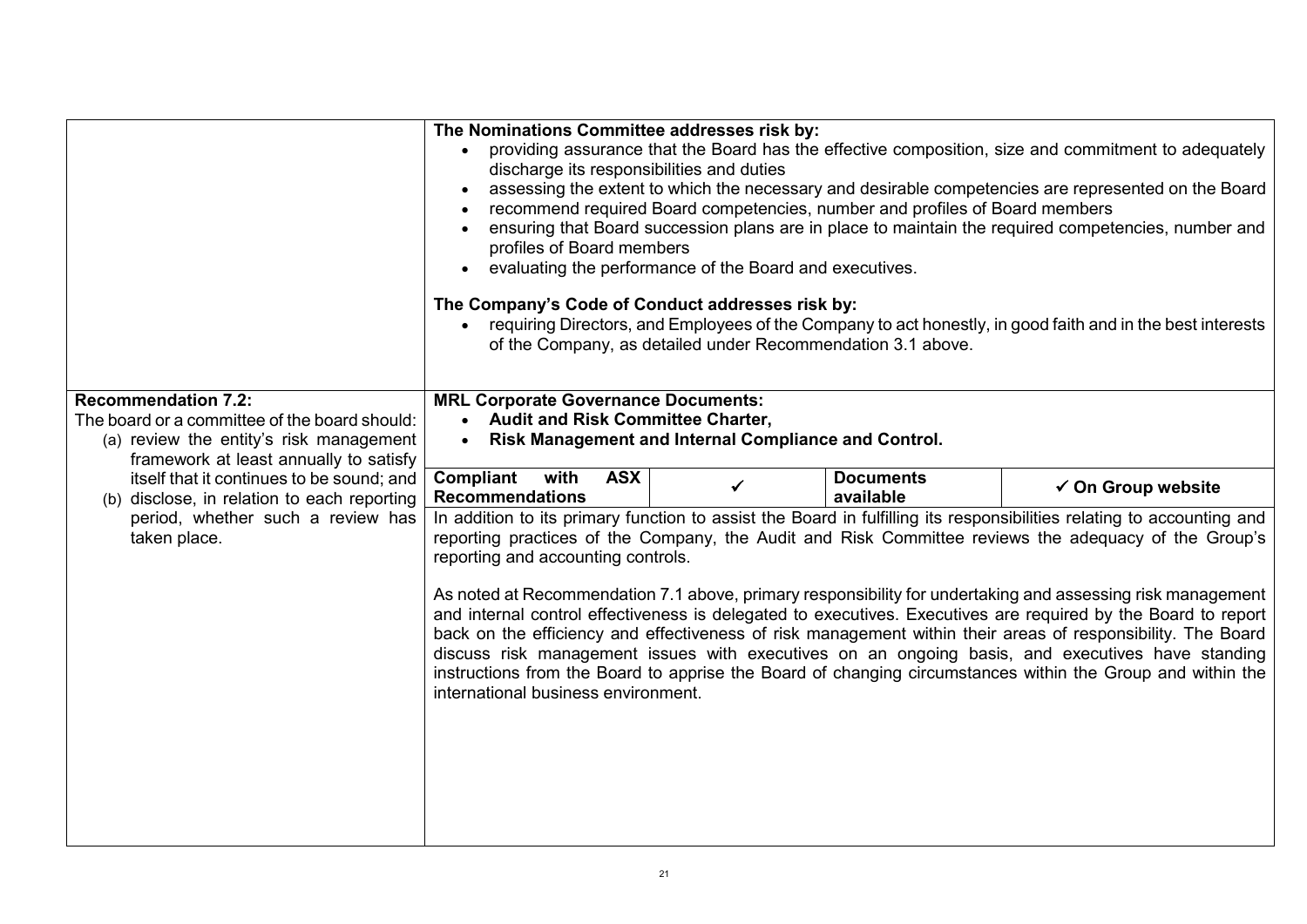| | |
|---|---|
| | **The Nominations Committee addresses risk by:**<br>• providing assurance that the Board has the effective composition, size and commitment to adequately discharge its responsibilities and duties<br>• assessing the extent to which the necessary and desirable competencies are represented on the Board<br>• recommend required Board competencies, number and profiles of Board members<br>• ensuring that Board succession plans are in place to maintain the required competencies, number and profiles of Board members<br>• evaluating the performance of the Board and executives.<br><br>**The Company's Code of Conduct addresses risk by:**<br>• requiring Directors, and Employees of the Company to act honestly, in good faith and in the best interests of the Company, as detailed under Recommendation 3.1 above. |
| **Recommendation 7.2:**<br>The board or a committee of the board should:<br>(a) review the entity's risk management framework at least annually to satisfy itself that it continues to be sound; and<br>(b) disclose, in relation to each reporting period, whether such a review has taken place. | **MRL Corporate Governance Documents:**<br>• **Audit and Risk Committee Charter,**<br>• **Risk Management and Internal Compliance and Control.**<br><br>**Compliant with ASX Recommendations** ✓ \| **Documents available** \| **✓ On Group website**<br><br>In addition to its primary function to assist the Board in fulfilling its responsibilities relating to accounting and reporting practices of the Company, the Audit and Risk Committee reviews the adequacy of the Group's reporting and accounting controls.<br><br>As noted at Recommendation 7.1 above, primary responsibility for undertaking and assessing risk management and internal control effectiveness is delegated to executives. Executives are required by the Board to report back on the efficiency and effectiveness of risk management within their areas of responsibility. The Board discuss risk management issues with executives on an ongoing basis, and executives have standing instructions from the Board to apprise the Board of changing circumstances within the Group and within the international business environment. |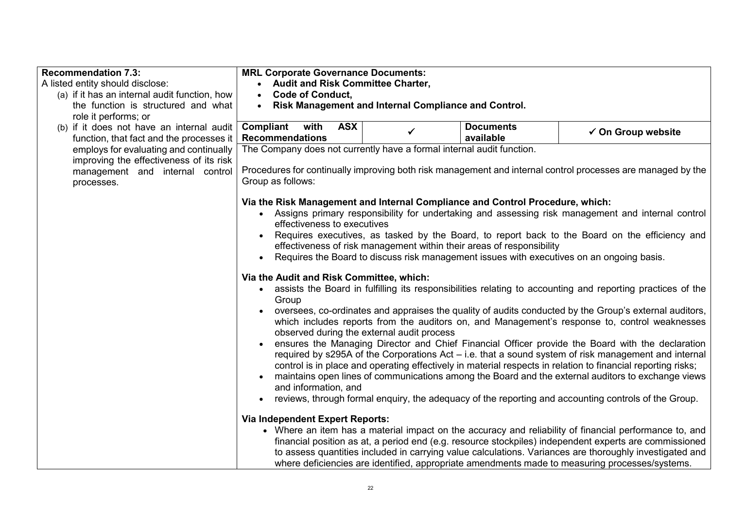| **Recommendation 7.3:** A listed entity should disclose: (a) if it has an internal audit function, how the function is structured and what role it performs; or (b) if it does not have an internal audit function, that fact and the processes it employs for evaluating and continually improving the effectiveness of its risk management and internal control processes. | **MRL Corporate Governance Documents:**<br>• **Audit and Risk Committee Charter,**<br>• **Code of Conduct,**<br>• **Risk Management and Internal Compliance and Control.** | | | |
|---|---|---|---|---|
| | **Compliant with ASX Recommendations** | ✓ | **Documents available** | ✓ **On Group website** |
| | The Company does not currently have a formal internal audit function.<br><br>Procedures for continually improving both risk management and internal control processes are managed by the Group as follows:<br><br>**Via the Risk Management and Internal Compliance and Control Procedure, which:**<br>• Assigns primary responsibility for undertaking and assessing risk management and internal control effectiveness to executives<br>• Requires executives, as tasked by the Board, to report back to the Board on the efficiency and effectiveness of risk management within their areas of responsibility<br>• Requires the Board to discuss risk management issues with executives on an ongoing basis.<br><br>**Via the Audit and Risk Committee, which:**<br>• assists the Board in fulfilling its responsibilities relating to accounting and reporting practices of the Group<br>• oversees, co-ordinates and appraises the quality of audits conducted by the Group's external auditors, which includes reports from the auditors on, and Management's response to, control weaknesses observed during the external audit process<br>• ensures the Managing Director and Chief Financial Officer provide the Board with the declaration required by s295A of the Corporations Act – i.e. that a sound system of risk management and internal control is in place and operating effectively in material respects in relation to financial reporting risks;<br>• maintains open lines of communications among the Board and the external auditors to exchange views and information, and<br>• reviews, through formal enquiry, the adequacy of the reporting and accounting controls of the Group.<br><br>**Via Independent Expert Reports:**<br>• Where an item has a material impact on the accuracy and reliability of financial performance to, and financial position as at, a period end (e.g. resource stockpiles) independent experts are commissioned to assess quantities included in carrying value calculations. Variances are thoroughly investigated and where deficiencies are identified, appropriate amendments made to measuring processes/systems. | | | |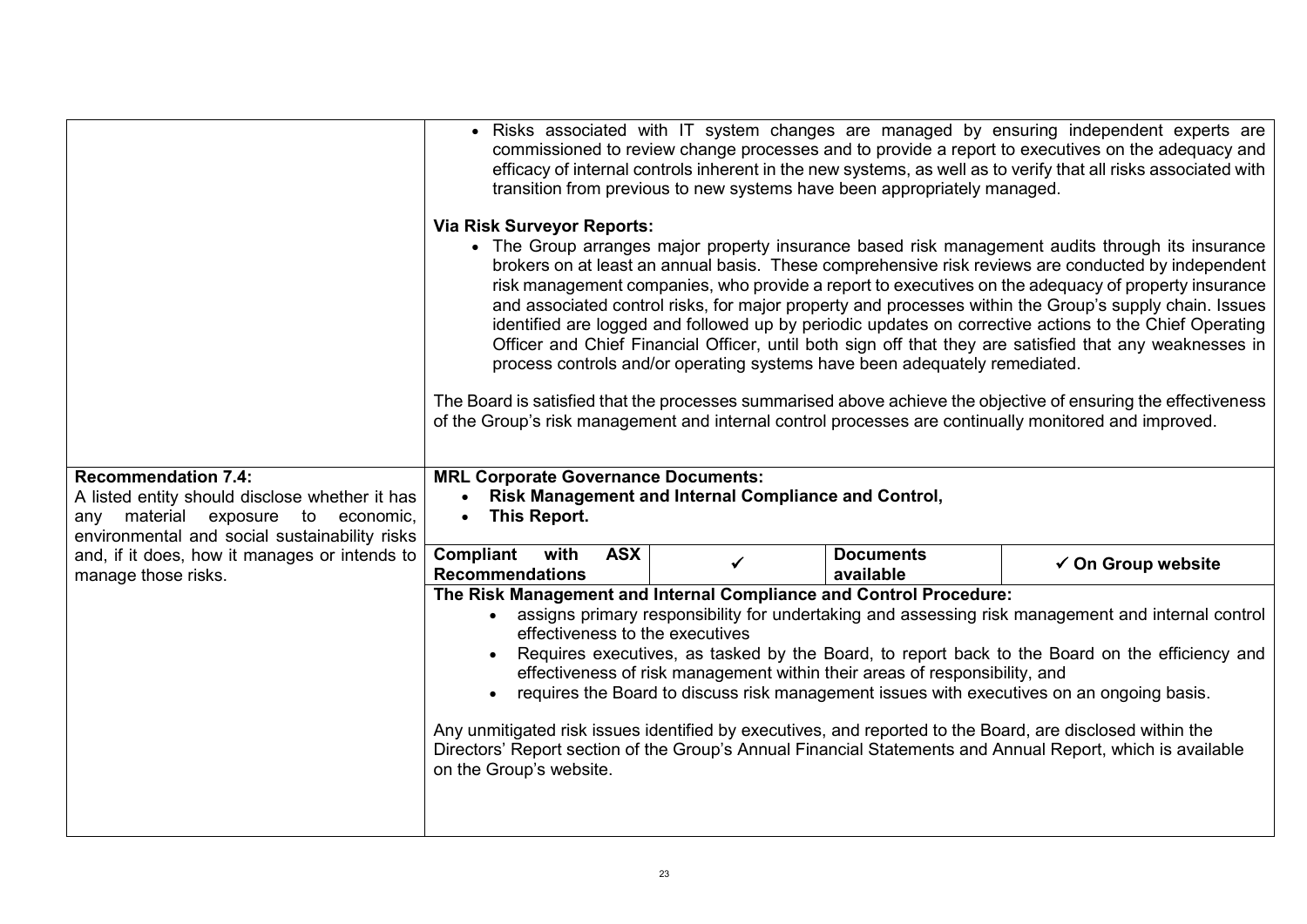| | |
|---|---|
| | • Risks associated with IT system changes are managed by ensuring independent experts are commissioned to review change processes and to provide a report to executives on the adequacy and efficacy of internal controls inherent in the new systems, as well as to verify that all risks associated with transition from previous to new systems have been appropriately managed.<br><br>**Via Risk Surveyor Reports:**<br>• The Group arranges major property insurance based risk management audits through its insurance brokers on at least an annual basis. These comprehensive risk reviews are conducted by independent risk management companies, who provide a report to executives on the adequacy of property insurance and associated control risks, for major property and processes within the Group's supply chain. Issues identified are logged and followed up by periodic updates on corrective actions to the Chief Operating Officer and Chief Financial Officer, until both sign off that they are satisfied that any weaknesses in process controls and/or operating systems have been adequately remediated.<br><br>The Board is satisfied that the processes summarised above achieve the objective of ensuring the effectiveness of the Group's risk management and internal control processes are continually monitored and improved. |
| **Recommendation 7.4:**<br>A listed entity should disclose whether it has any material exposure to economic, environmental and social sustainability risks and, if it does, how it manages or intends to manage those risks. | **MRL Corporate Governance Documents:**<br>• **Risk Management and Internal Compliance and Control,**<br>• **This Report.**<br><br>**Compliant with ASX Recommendations** ✓ \| **Documents available** ✓ **On Group website**<br><br>**The Risk Management and Internal Compliance and Control Procedure:**<br>• assigns primary responsibility for undertaking and assessing risk management and internal control effectiveness to the executives<br>• Requires executives, as tasked by the Board, to report back to the Board on the efficiency and effectiveness of risk management within their areas of responsibility, and<br>• requires the Board to discuss risk management issues with executives on an ongoing basis.<br><br>Any unmitigated risk issues identified by executives, and reported to the Board, are disclosed within the Directors' Report section of the Group's Annual Financial Statements and Annual Report, which is available on the Group's website. |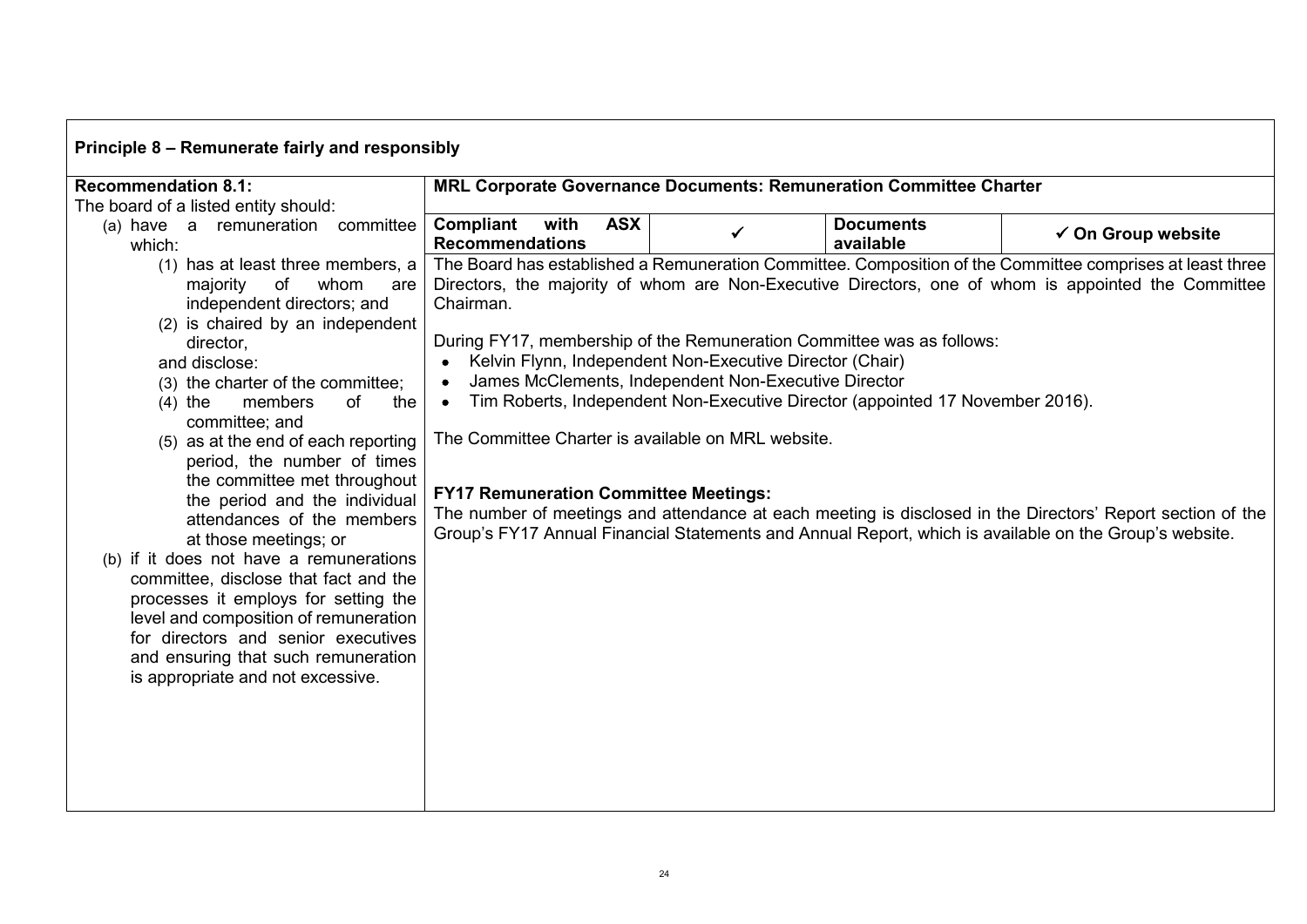## Principle 8 – Remunerate fairly and responsibly

| Recommendation 8.1: | MRL Corporate Governance Documents: Remuneration Committee Charter | | | |
|---|---|---|---|---|
| The board of a listed entity should:<br>(a) have a remuneration committee which:<br>(1) has at least three members, a majority of whom are independent directors; and<br>(2) is chaired by an independent director,<br>and disclose:<br>(3) the charter of the committee;<br>(4) the members of the committee; and<br>(5) as at the end of each reporting period, the number of times the committee met throughout the period and the individual attendances of the members at those meetings; or<br>(b) if it does not have a remunerations committee, disclose that fact and the processes it employs for setting the level and composition of remuneration for directors and senior executives and ensuring that such remuneration is appropriate and not excessive. | **Compliant with ASX Recommendations** | ✓ | **Documents available** | ✓ **On Group website** |
| | The Board has established a Remuneration Committee. Composition of the Committee comprises at least three Directors, the majority of whom are Non-Executive Directors, one of whom is appointed the Committee Chairman.<br><br>During FY17, membership of the Remuneration Committee was as follows:<br>• Kelvin Flynn, Independent Non-Executive Director (Chair)<br>• James McClements, Independent Non-Executive Director<br>• Tim Roberts, Independent Non-Executive Director (appointed 17 November 2016).<br><br>The Committee Charter is available on MRL website.<br><br>**FY17 Remuneration Committee Meetings:**<br>The number of meetings and attendance at each meeting is disclosed in the Directors' Report section of the Group's FY17 Annual Financial Statements and Annual Report, which is available on the Group's website. | | | |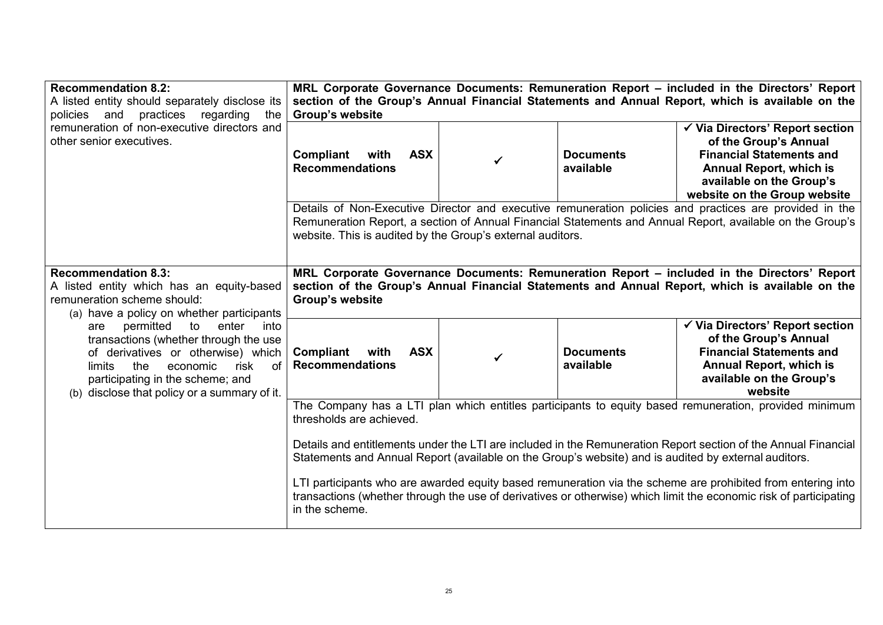| | | | | |
|---|---|---|---|---|
| **Recommendation 8.2:**<br>A listed entity should separately disclose its policies and practices regarding the remuneration of non-executive directors and other senior executives. | **MRL Corporate Governance Documents: Remuneration Report – included in the Directors' Report section of the Group's Annual Financial Statements and Annual Report, which is available on the Group's website** | | | |
| | **Compliant with ASX Recommendations** | ✓ | **Documents available** | **✓ Via Directors' Report section of the Group's Annual Financial Statements and Annual Report, which is available on the Group's website on the Group website** |
| | Details of Non-Executive Director and executive remuneration policies and practices are provided in the Remuneration Report, a section of Annual Financial Statements and Annual Report, available on the Group's website. This is audited by the Group's external auditors. | | | |
| **Recommendation 8.3:**<br>A listed entity which has an equity-based remuneration scheme should:<br>(a) have a policy on whether participants are permitted to enter into transactions (whether through the use of derivatives or otherwise) which limits the economic risk of participating in the scheme; and<br>(b) disclose that policy or a summary of it. | **MRL Corporate Governance Documents: Remuneration Report – included in the Directors' Report section of the Group's Annual Financial Statements and Annual Report, which is available on the Group's website** | | | |
| | **Compliant with ASX Recommendations** | ✓ | **Documents available** | **✓ Via Directors' Report section of the Group's Annual Financial Statements and Annual Report, which is available on the Group's website** |
| | The Company has a LTI plan which entitles participants to equity based remuneration, provided minimum thresholds are achieved.<br><br>Details and entitlements under the LTI are included in the Remuneration Report section of the Annual Financial Statements and Annual Report (available on the Group's website) and is audited by external auditors.<br><br>LTI participants who are awarded equity based remuneration via the scheme are prohibited from entering into transactions (whether through the use of derivatives or otherwise) which limit the economic risk of participating in the scheme. | | | |